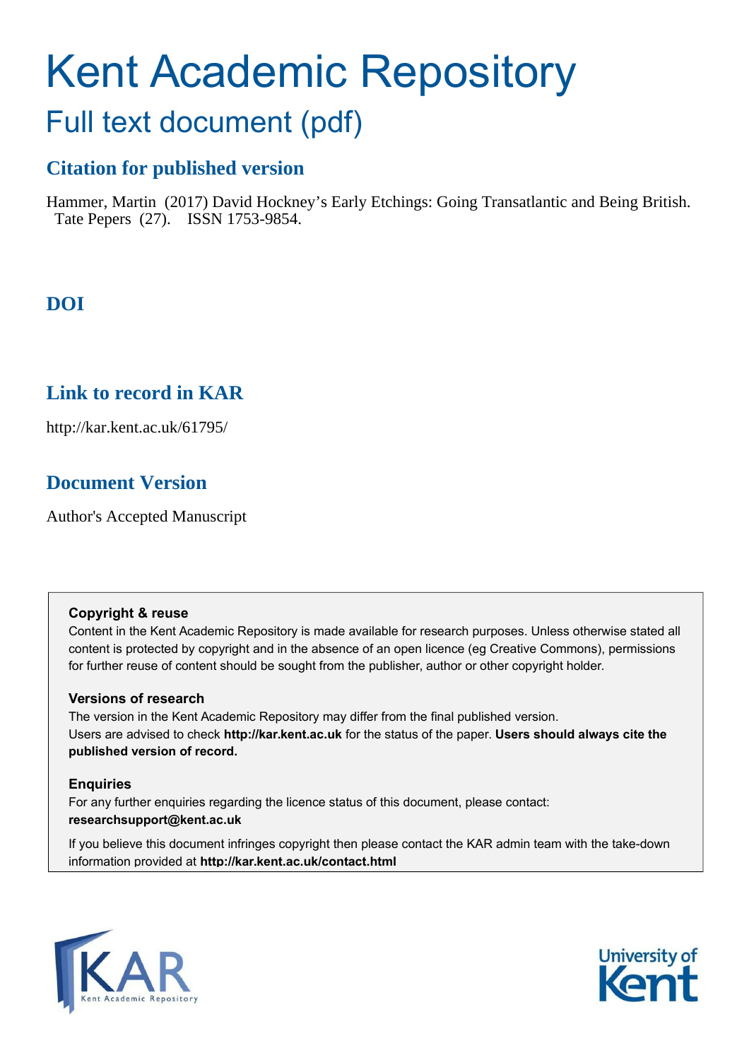# Kent Academic Repository

## Full text document (pdf)

### Citation for published version

Hammer, Martin (2017) David Hockney's Early Etchings: Going Transatlantic and Being British. Tate Pepers (27). ISSN 1753-9854.

### DOI

### Link to record in KAR

http://kar.kent.ac.uk/61795/

### Document Version

Author's Accepted Manuscript

**Copyright & reuse**

Content in the Kent Academic Repository is made available for research purposes. Unless otherwise stated all content is protected by copyright and in the absence of an open licence (eg Creative Commons), permissions for further reuse of content should be sought from the publisher, author or other copyright holder.

**Versions of research**

The version in the Kent Academic Repository may differ from the final published version. Users are advised to check **http://kar.kent.ac.uk** for the status of the paper. **Users should always cite the published version of record.**

**Enquiries**

For any further enquiries regarding the licence status of this document, please contact: **researchsupport@kent.ac.uk**

If you believe this document infringes copyright then please contact the KAR admin team with the take-down information provided at **http://kar.kent.ac.uk/contact.html**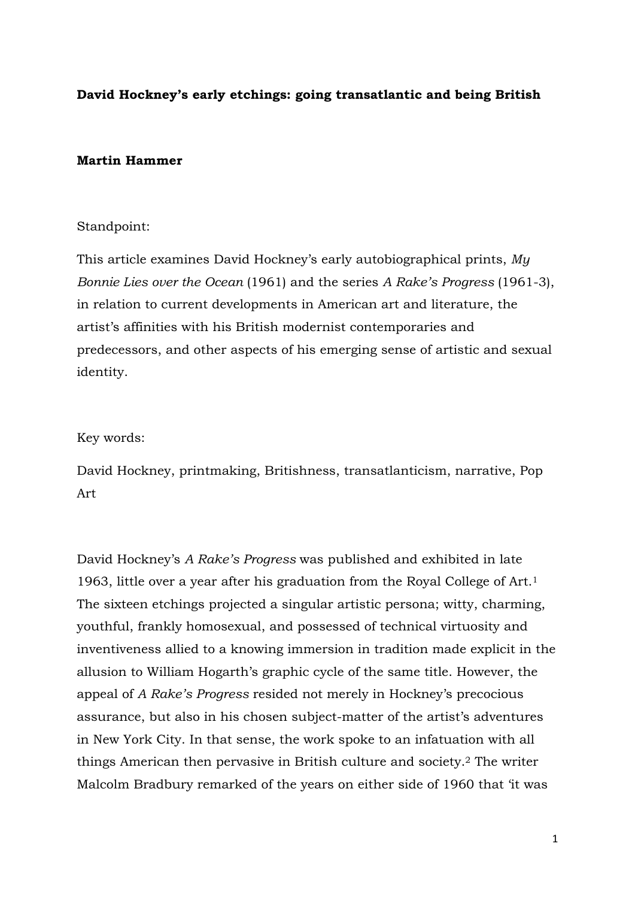**David Hockney's early etchings: going transatlantic and being British**

**Martin Hammer**

Standpoint:

This article examines David Hockney's early autobiographical prints, *My Bonnie Lies over the Ocean* (1961) and the series *A Rake's Progress* (1961-3), in relation to current developments in American art and literature, the artist's affinities with his British modernist contemporaries and predecessors, and other aspects of his emerging sense of artistic and sexual identity.

Key words:

David Hockney, printmaking, Britishness, transatlanticism, narrative, Pop Art

David Hockney's *A Rake's Progress* was published and exhibited in late 1963, little over a year after his graduation from the Royal College of Art.[1] The sixteen etchings projected a singular artistic persona; witty, charming, youthful, frankly homosexual, and possessed of technical virtuosity and inventiveness allied to a knowing immersion in tradition made explicit in the allusion to William Hogarth's graphic cycle of the same title. However, the appeal of *A Rake's Progress* resided not merely in Hockney's precocious assurance, but also in his chosen subject-matter of the artist's adventures in New York City. In that sense, the work spoke to an infatuation with all things American then pervasive in British culture and society.[2] The writer Malcolm Bradbury remarked of the years on either side of 1960 that 'it was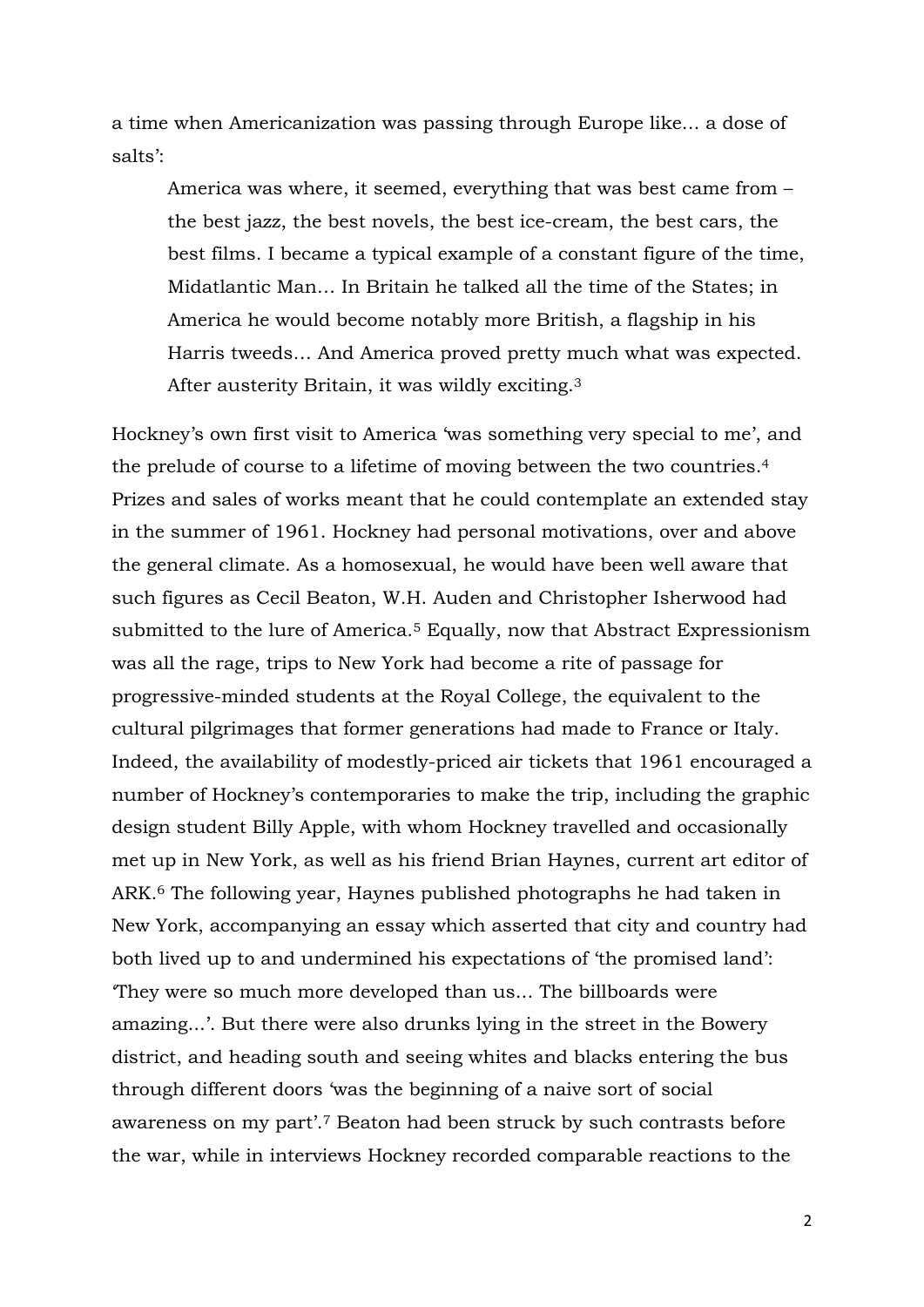a time when Americanization was passing through Europe like... a dose of salts':

> America was where, it seemed, everything that was best came from – the best jazz, the best novels, the best ice-cream, the best cars, the best films. I became a typical example of a constant figure of the time, Midatlantic Man... In Britain he talked all the time of the States; in America he would become notably more British, a flagship in his Harris tweeds... And America proved pretty much what was expected. After austerity Britain, it was wildly exciting.[3]

Hockney's own first visit to America 'was something very special to me', and the prelude of course to a lifetime of moving between the two countries.[4] Prizes and sales of works meant that he could contemplate an extended stay in the summer of 1961. Hockney had personal motivations, over and above the general climate. As a homosexual, he would have been well aware that such figures as Cecil Beaton, W.H. Auden and Christopher Isherwood had submitted to the lure of America.[5] Equally, now that Abstract Expressionism was all the rage, trips to New York had become a rite of passage for progressive-minded students at the Royal College, the equivalent to the cultural pilgrimages that former generations had made to France or Italy. Indeed, the availability of modestly-priced air tickets that 1961 encouraged a number of Hockney's contemporaries to make the trip, including the graphic design student Billy Apple, with whom Hockney travelled and occasionally met up in New York, as well as his friend Brian Haynes, current art editor of ARK.[6] The following year, Haynes published photographs he had taken in New York, accompanying an essay which asserted that city and country had both lived up to and undermined his expectations of 'the promised land': 'They were so much more developed than us... The billboards were amazing...'. But there were also drunks lying in the street in the Bowery district, and heading south and seeing whites and blacks entering the bus through different doors 'was the beginning of a naive sort of social awareness on my part'.[7] Beaton had been struck by such contrasts before the war, while in interviews Hockney recorded comparable reactions to the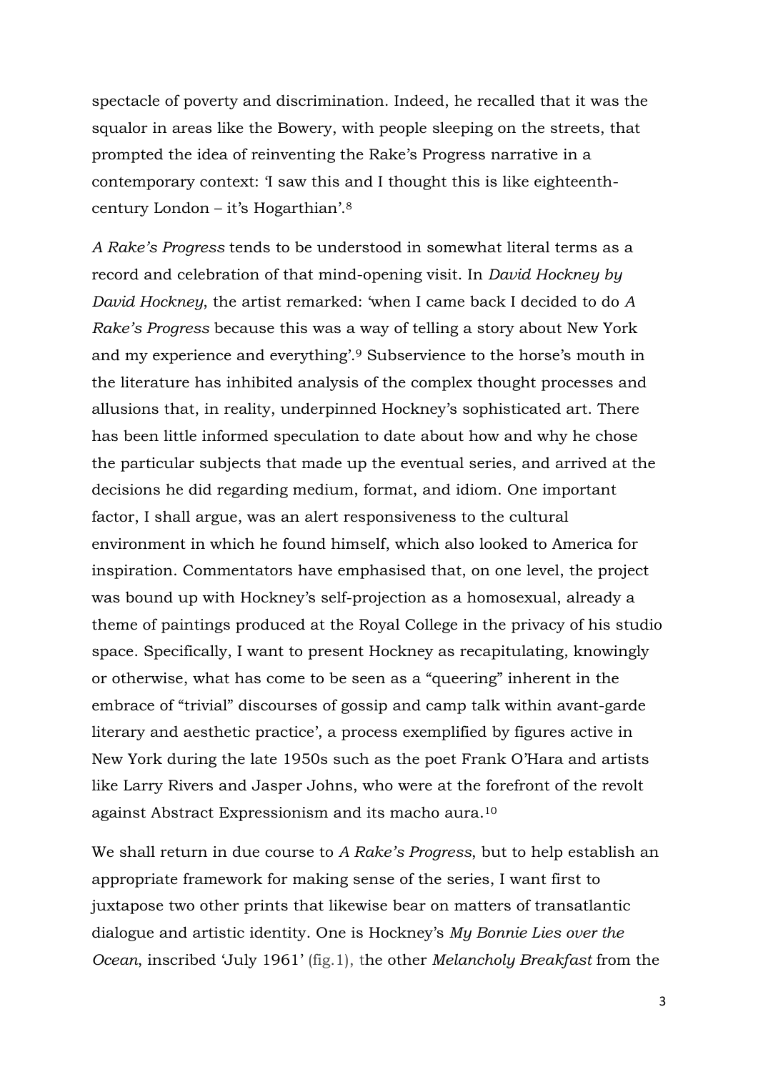spectacle of poverty and discrimination. Indeed, he recalled that it was the squalor in areas like the Bowery, with people sleeping on the streets, that prompted the idea of reinventing the Rake's Progress narrative in a contemporary context: 'I saw this and I thought this is like eighteenth-century London – it's Hogarthian'.[8]

*A Rake's Progress* tends to be understood in somewhat literal terms as a record and celebration of that mind-opening visit. In *David Hockney by David Hockney*, the artist remarked: 'when I came back I decided to do *A Rake's Progress* because this was a way of telling a story about New York and my experience and everything'.[9] Subservience to the horse's mouth in the literature has inhibited analysis of the complex thought processes and allusions that, in reality, underpinned Hockney's sophisticated art. There has been little informed speculation to date about how and why he chose the particular subjects that made up the eventual series, and arrived at the decisions he did regarding medium, format, and idiom. One important factor, I shall argue, was an alert responsiveness to the cultural environment in which he found himself, which also looked to America for inspiration. Commentators have emphasised that, on one level, the project was bound up with Hockney's self-projection as a homosexual, already a theme of paintings produced at the Royal College in the privacy of his studio space. Specifically, I want to present Hockney as recapitulating, knowingly or otherwise, what has come to be seen as a "queering" inherent in the embrace of "trivial" discourses of gossip and camp talk within avant-garde literary and aesthetic practice', a process exemplified by figures active in New York during the late 1950s such as the poet Frank O'Hara and artists like Larry Rivers and Jasper Johns, who were at the forefront of the revolt against Abstract Expressionism and its macho aura.[10]

We shall return in due course to *A Rake's Progress*, but to help establish an appropriate framework for making sense of the series, I want first to juxtapose two other prints that likewise bear on matters of transatlantic dialogue and artistic identity. One is Hockney's *My Bonnie Lies over the Ocean*, inscribed 'July 1961' (fig.1), the other *Melancholy Breakfast* from the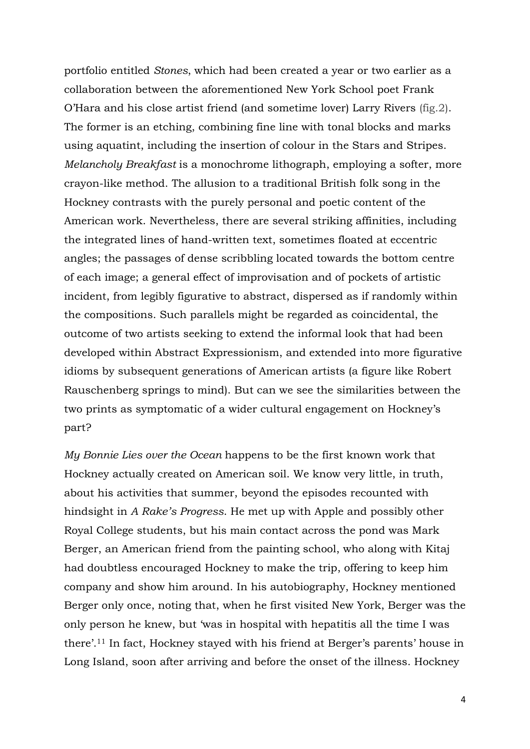portfolio entitled *Stones*, which had been created a year or two earlier as a collaboration between the aforementioned New York School poet Frank O'Hara and his close artist friend (and sometime lover) Larry Rivers (fig.2). The former is an etching, combining fine line with tonal blocks and marks using aquatint, including the insertion of colour in the Stars and Stripes. *Melancholy Breakfast* is a monochrome lithograph, employing a softer, more crayon-like method. The allusion to a traditional British folk song in the Hockney contrasts with the purely personal and poetic content of the American work. Nevertheless, there are several striking affinities, including the integrated lines of hand-written text, sometimes floated at eccentric angles; the passages of dense scribbling located towards the bottom centre of each image; a general effect of improvisation and of pockets of artistic incident, from legibly figurative to abstract, dispersed as if randomly within the compositions. Such parallels might be regarded as coincidental, the outcome of two artists seeking to extend the informal look that had been developed within Abstract Expressionism, and extended into more figurative idioms by subsequent generations of American artists (a figure like Robert Rauschenberg springs to mind). But can we see the similarities between the two prints as symptomatic of a wider cultural engagement on Hockney's part?

*My Bonnie Lies over the Ocean* happens to be the first known work that Hockney actually created on American soil. We know very little, in truth, about his activities that summer, beyond the episodes recounted with hindsight in *A Rake's Progress*. He met up with Apple and possibly other Royal College students, but his main contact across the pond was Mark Berger, an American friend from the painting school, who along with Kitaj had doubtless encouraged Hockney to make the trip, offering to keep him company and show him around. In his autobiography, Hockney mentioned Berger only once, noting that, when he first visited New York, Berger was the only person he knew, but 'was in hospital with hepatitis all the time I was there'.[11] In fact, Hockney stayed with his friend at Berger's parents' house in Long Island, soon after arriving and before the onset of the illness. Hockney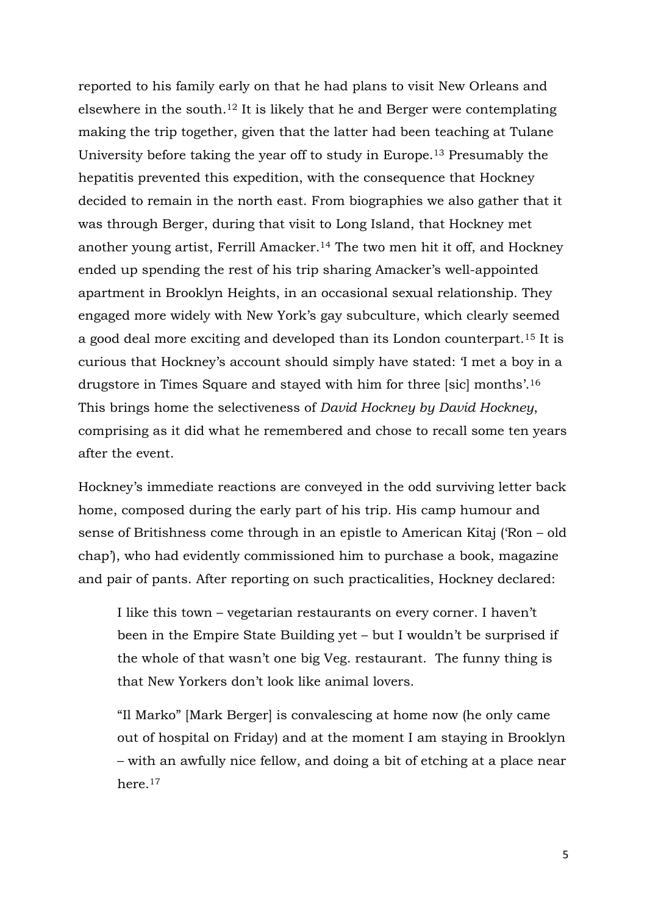reported to his family early on that he had plans to visit New Orleans and elsewhere in the south.[12] It is likely that he and Berger were contemplating making the trip together, given that the latter had been teaching at Tulane University before taking the year off to study in Europe.[13] Presumably the hepatitis prevented this expedition, with the consequence that Hockney decided to remain in the north east. From biographies we also gather that it was through Berger, during that visit to Long Island, that Hockney met another young artist, Ferrill Amacker.[14] The two men hit it off, and Hockney ended up spending the rest of his trip sharing Amacker's well-appointed apartment in Brooklyn Heights, in an occasional sexual relationship. They engaged more widely with New York's gay subculture, which clearly seemed a good deal more exciting and developed than its London counterpart.[15] It is curious that Hockney's account should simply have stated: 'I met a boy in a drugstore in Times Square and stayed with him for three [sic] months'.[16] This brings home the selectiveness of *David Hockney by David Hockney*, comprising as it did what he remembered and chose to recall some ten years after the event.

Hockney's immediate reactions are conveyed in the odd surviving letter back home, composed during the early part of his trip. His camp humour and sense of Britishness come through in an epistle to American Kitaj ('Ron – old chap'), who had evidently commissioned him to purchase a book, magazine and pair of pants. After reporting on such practicalities, Hockney declared:

> I like this town – vegetarian restaurants on every corner. I haven't been in the Empire State Building yet – but I wouldn't be surprised if the whole of that wasn't one big Veg. restaurant. The funny thing is that New Yorkers don't look like animal lovers.
>
> "Il Marko" [Mark Berger] is convalescing at home now (he only came out of hospital on Friday) and at the moment I am staying in Brooklyn – with an awfully nice fellow, and doing a bit of etching at a place near here.[17]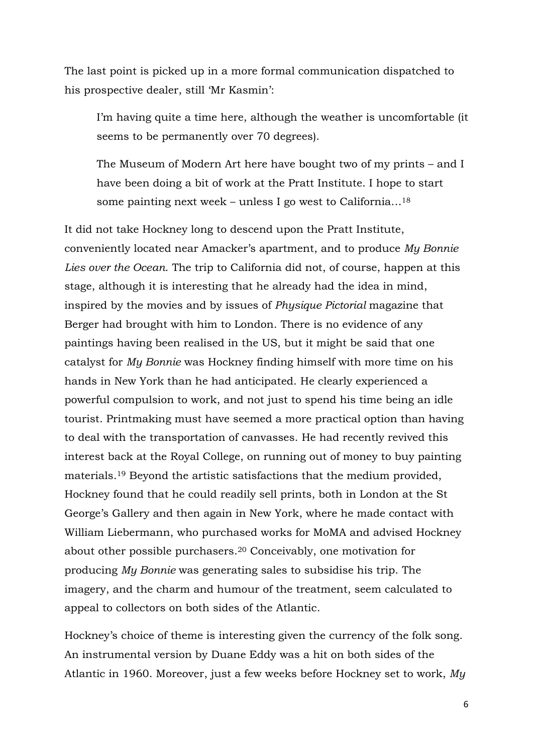The last point is picked up in a more formal communication dispatched to his prospective dealer, still 'Mr Kasmin':

> I'm having quite a time here, although the weather is uncomfortable (it seems to be permanently over 70 degrees).
>
> The Museum of Modern Art here have bought two of my prints – and I have been doing a bit of work at the Pratt Institute. I hope to start some painting next week – unless I go west to California…[18]

It did not take Hockney long to descend upon the Pratt Institute, conveniently located near Amacker's apartment, and to produce *My Bonnie Lies over the Ocean*. The trip to California did not, of course, happen at this stage, although it is interesting that he already had the idea in mind, inspired by the movies and by issues of *Physique Pictorial* magazine that Berger had brought with him to London. There is no evidence of any paintings having been realised in the US, but it might be said that one catalyst for *My Bonnie* was Hockney finding himself with more time on his hands in New York than he had anticipated. He clearly experienced a powerful compulsion to work, and not just to spend his time being an idle tourist. Printmaking must have seemed a more practical option than having to deal with the transportation of canvasses. He had recently revived this interest back at the Royal College, on running out of money to buy painting materials.[19] Beyond the artistic satisfactions that the medium provided, Hockney found that he could readily sell prints, both in London at the St George's Gallery and then again in New York, where he made contact with William Liebermann, who purchased works for MoMA and advised Hockney about other possible purchasers.[20] Conceivably, one motivation for producing *My Bonnie* was generating sales to subsidise his trip. The imagery, and the charm and humour of the treatment, seem calculated to appeal to collectors on both sides of the Atlantic.

Hockney's choice of theme is interesting given the currency of the folk song. An instrumental version by Duane Eddy was a hit on both sides of the Atlantic in 1960. Moreover, just a few weeks before Hockney set to work, *My*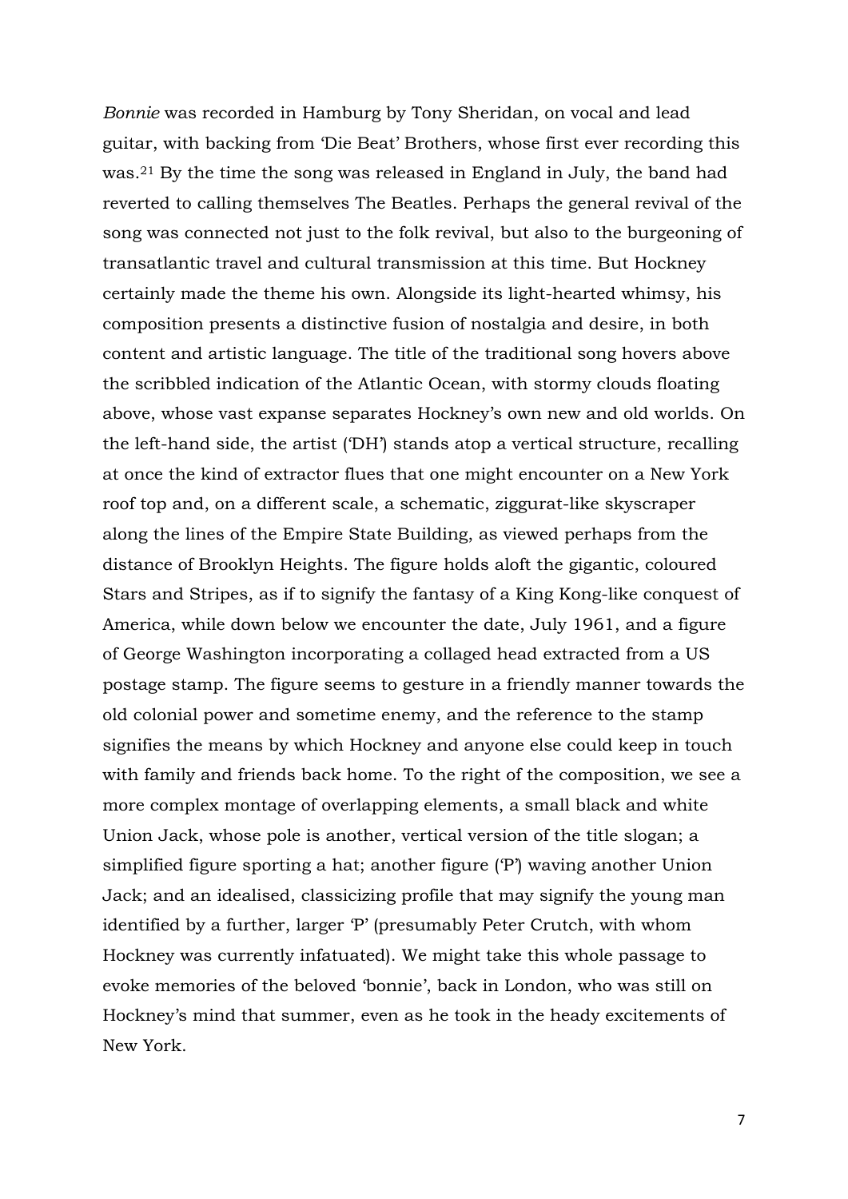*Bonnie* was recorded in Hamburg by Tony Sheridan, on vocal and lead guitar, with backing from 'Die Beat' Brothers, whose first ever recording this was.[21] By the time the song was released in England in July, the band had reverted to calling themselves The Beatles. Perhaps the general revival of the song was connected not just to the folk revival, but also to the burgeoning of transatlantic travel and cultural transmission at this time. But Hockney certainly made the theme his own. Alongside its light-hearted whimsy, his composition presents a distinctive fusion of nostalgia and desire, in both content and artistic language. The title of the traditional song hovers above the scribbled indication of the Atlantic Ocean, with stormy clouds floating above, whose vast expanse separates Hockney's own new and old worlds. On the left-hand side, the artist ('DH') stands atop a vertical structure, recalling at once the kind of extractor flues that one might encounter on a New York roof top and, on a different scale, a schematic, ziggurat-like skyscraper along the lines of the Empire State Building, as viewed perhaps from the distance of Brooklyn Heights. The figure holds aloft the gigantic, coloured Stars and Stripes, as if to signify the fantasy of a King Kong-like conquest of America, while down below we encounter the date, July 1961, and a figure of George Washington incorporating a collaged head extracted from a US postage stamp. The figure seems to gesture in a friendly manner towards the old colonial power and sometime enemy, and the reference to the stamp signifies the means by which Hockney and anyone else could keep in touch with family and friends back home. To the right of the composition, we see a more complex montage of overlapping elements, a small black and white Union Jack, whose pole is another, vertical version of the title slogan; a simplified figure sporting a hat; another figure ('P') waving another Union Jack; and an idealised, classicizing profile that may signify the young man identified by a further, larger 'P' (presumably Peter Crutch, with whom Hockney was currently infatuated). We might take this whole passage to evoke memories of the beloved 'bonnie', back in London, who was still on Hockney's mind that summer, even as he took in the heady excitements of New York.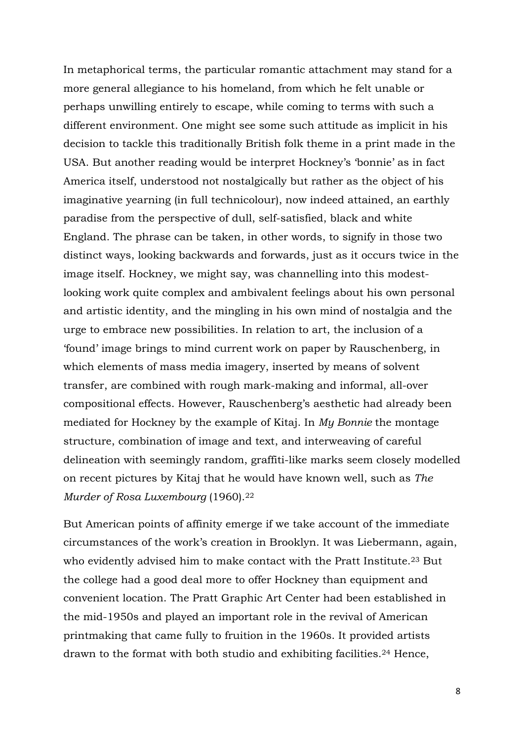In metaphorical terms, the particular romantic attachment may stand for a more general allegiance to his homeland, from which he felt unable or perhaps unwilling entirely to escape, while coming to terms with such a different environment. One might see some such attitude as implicit in his decision to tackle this traditionally British folk theme in a print made in the USA. But another reading would be interpret Hockney's 'bonnie' as in fact America itself, understood not nostalgically but rather as the object of his imaginative yearning (in full technicolour), now indeed attained, an earthly paradise from the perspective of dull, self-satisfied, black and white England. The phrase can be taken, in other words, to signify in those two distinct ways, looking backwards and forwards, just as it occurs twice in the image itself. Hockney, we might say, was channelling into this modest-looking work quite complex and ambivalent feelings about his own personal and artistic identity, and the mingling in his own mind of nostalgia and the urge to embrace new possibilities. In relation to art, the inclusion of a 'found' image brings to mind current work on paper by Rauschenberg, in which elements of mass media imagery, inserted by means of solvent transfer, are combined with rough mark-making and informal, all-over compositional effects. However, Rauschenberg's aesthetic had already been mediated for Hockney by the example of Kitaj. In *My Bonnie* the montage structure, combination of image and text, and interweaving of careful delineation with seemingly random, graffiti-like marks seem closely modelled on recent pictures by Kitaj that he would have known well, such as *The Murder of Rosa Luxembourg* (1960).[22]

But American points of affinity emerge if we take account of the immediate circumstances of the work's creation in Brooklyn. It was Liebermann, again, who evidently advised him to make contact with the Pratt Institute.[23] But the college had a good deal more to offer Hockney than equipment and convenient location. The Pratt Graphic Art Center had been established in the mid-1950s and played an important role in the revival of American printmaking that came fully to fruition in the 1960s. It provided artists drawn to the format with both studio and exhibiting facilities.[24] Hence,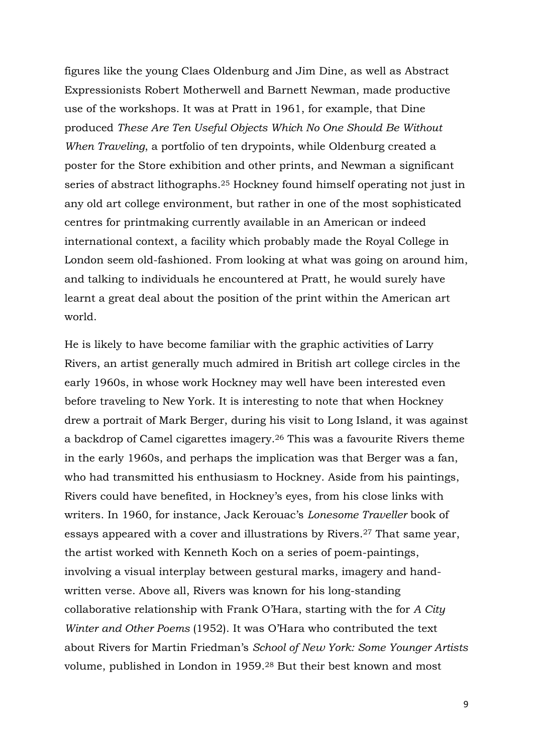figures like the young Claes Oldenburg and Jim Dine, as well as Abstract Expressionists Robert Motherwell and Barnett Newman, made productive use of the workshops. It was at Pratt in 1961, for example, that Dine produced *These Are Ten Useful Objects Which No One Should Be Without When Traveling*, a portfolio of ten drypoints, while Oldenburg created a poster for the Store exhibition and other prints, and Newman a significant series of abstract lithographs.[25] Hockney found himself operating not just in any old art college environment, but rather in one of the most sophisticated centres for printmaking currently available in an American or indeed international context, a facility which probably made the Royal College in London seem old-fashioned. From looking at what was going on around him, and talking to individuals he encountered at Pratt, he would surely have learnt a great deal about the position of the print within the American art world.

He is likely to have become familiar with the graphic activities of Larry Rivers, an artist generally much admired in British art college circles in the early 1960s, in whose work Hockney may well have been interested even before traveling to New York. It is interesting to note that when Hockney drew a portrait of Mark Berger, during his visit to Long Island, it was against a backdrop of Camel cigarettes imagery.[26] This was a favourite Rivers theme in the early 1960s, and perhaps the implication was that Berger was a fan, who had transmitted his enthusiasm to Hockney. Aside from his paintings, Rivers could have benefited, in Hockney's eyes, from his close links with writers. In 1960, for instance, Jack Kerouac's *Lonesome Traveller* book of essays appeared with a cover and illustrations by Rivers.[27] That same year, the artist worked with Kenneth Koch on a series of poem-paintings, involving a visual interplay between gestural marks, imagery and hand-written verse. Above all, Rivers was known for his long-standing collaborative relationship with Frank O'Hara, starting with the for *A City Winter and Other Poems* (1952). It was O'Hara who contributed the text about Rivers for Martin Friedman's *School of New York: Some Younger Artists* volume, published in London in 1959.[28] But their best known and most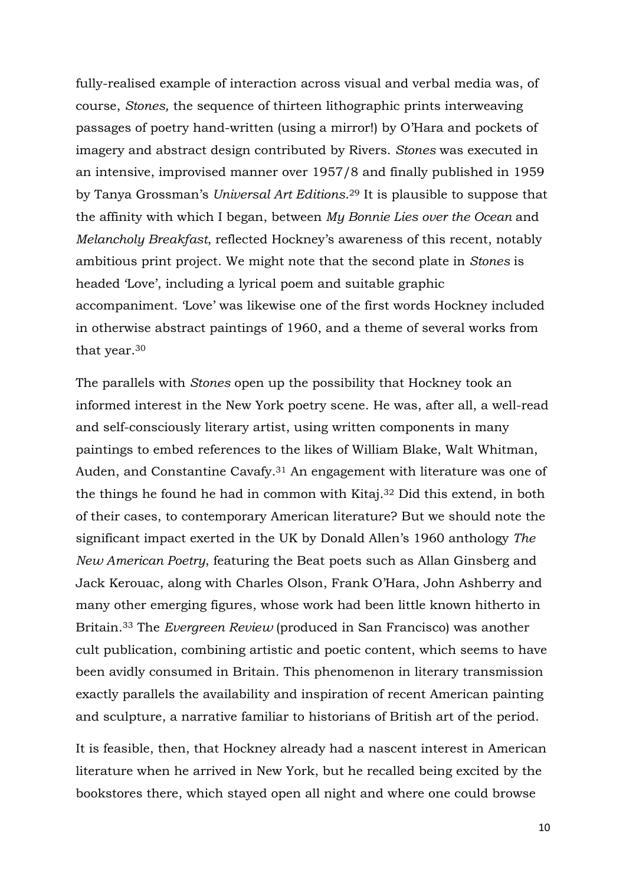fully-realised example of interaction across visual and verbal media was, of course, *Stones,* the sequence of thirteen lithographic prints interweaving passages of poetry hand-written (using a mirror!) by O'Hara and pockets of imagery and abstract design contributed by Rivers. *Stones* was executed in an intensive, improvised manner over 1957/8 and finally published in 1959 by Tanya Grossman's *Universal Art Editions*.[29] It is plausible to suppose that the affinity with which I began, between *My Bonnie Lies over the Ocean* and *Melancholy Breakfast*, reflected Hockney's awareness of this recent, notably ambitious print project. We might note that the second plate in *Stones* is headed 'Love', including a lyrical poem and suitable graphic accompaniment. 'Love' was likewise one of the first words Hockney included in otherwise abstract paintings of 1960, and a theme of several works from that year.[30]

The parallels with *Stones* open up the possibility that Hockney took an informed interest in the New York poetry scene. He was, after all, a well-read and self-consciously literary artist, using written components in many paintings to embed references to the likes of William Blake, Walt Whitman, Auden, and Constantine Cavafy.[31] An engagement with literature was one of the things he found he had in common with Kitaj.[32] Did this extend, in both of their cases, to contemporary American literature? But we should note the significant impact exerted in the UK by Donald Allen's 1960 anthology *The New American Poetry*, featuring the Beat poets such as Allan Ginsberg and Jack Kerouac, along with Charles Olson, Frank O'Hara, John Ashberry and many other emerging figures, whose work had been little known hitherto in Britain.[33] The *Evergreen Review* (produced in San Francisco) was another cult publication, combining artistic and poetic content, which seems to have been avidly consumed in Britain. This phenomenon in literary transmission exactly parallels the availability and inspiration of recent American painting and sculpture, a narrative familiar to historians of British art of the period.

It is feasible, then, that Hockney already had a nascent interest in American literature when he arrived in New York, but he recalled being excited by the bookstores there, which stayed open all night and where one could browse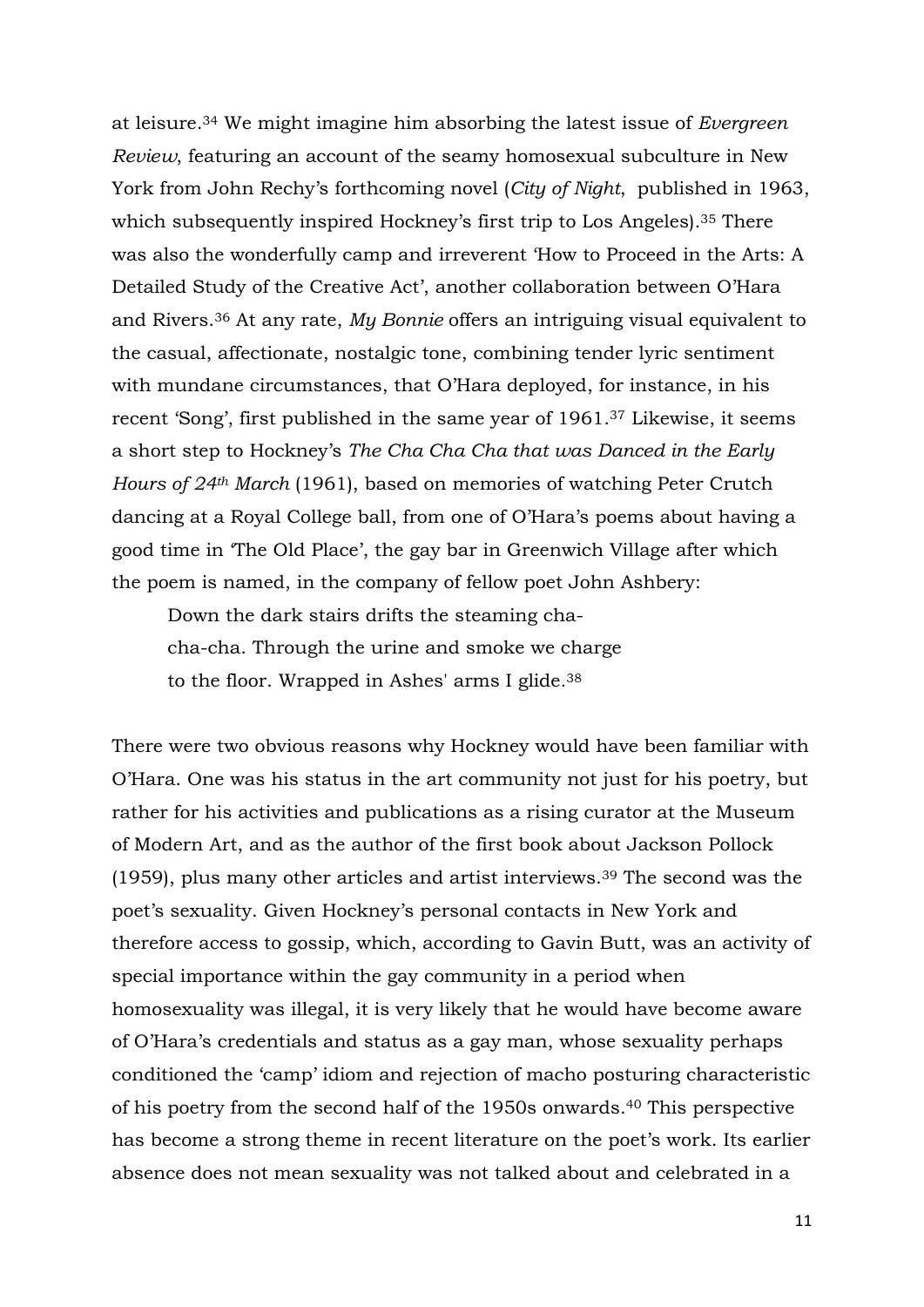at leisure.[34] We might imagine him absorbing the latest issue of *Evergreen Review*, featuring an account of the seamy homosexual subculture in New York from John Rechy's forthcoming novel (*City of Night*, published in 1963, which subsequently inspired Hockney's first trip to Los Angeles).[35] There was also the wonderfully camp and irreverent 'How to Proceed in the Arts: A Detailed Study of the Creative Act', another collaboration between O'Hara and Rivers.[36] At any rate, *My Bonnie* offers an intriguing visual equivalent to the casual, affectionate, nostalgic tone, combining tender lyric sentiment with mundane circumstances, that O'Hara deployed, for instance, in his recent 'Song', first published in the same year of 1961.[37] Likewise, it seems a short step to Hockney's *The Cha Cha Cha that was Danced in the Early Hours of 24th March* (1961), based on memories of watching Peter Crutch dancing at a Royal College ball, from one of O'Hara's poems about having a good time in 'The Old Place', the gay bar in Greenwich Village after which the poem is named, in the company of fellow poet John Ashbery:

> Down the dark stairs drifts the steaming cha-
> cha-cha. Through the urine and smoke we charge
> to the floor. Wrapped in Ashes' arms I glide.[38]

There were two obvious reasons why Hockney would have been familiar with O'Hara. One was his status in the art community not just for his poetry, but rather for his activities and publications as a rising curator at the Museum of Modern Art, and as the author of the first book about Jackson Pollock (1959), plus many other articles and artist interviews.[39] The second was the poet's sexuality. Given Hockney's personal contacts in New York and therefore access to gossip, which, according to Gavin Butt, was an activity of special importance within the gay community in a period when homosexuality was illegal, it is very likely that he would have become aware of O'Hara's credentials and status as a gay man, whose sexuality perhaps conditioned the 'camp' idiom and rejection of macho posturing characteristic of his poetry from the second half of the 1950s onwards.[40] This perspective has become a strong theme in recent literature on the poet's work. Its earlier absence does not mean sexuality was not talked about and celebrated in a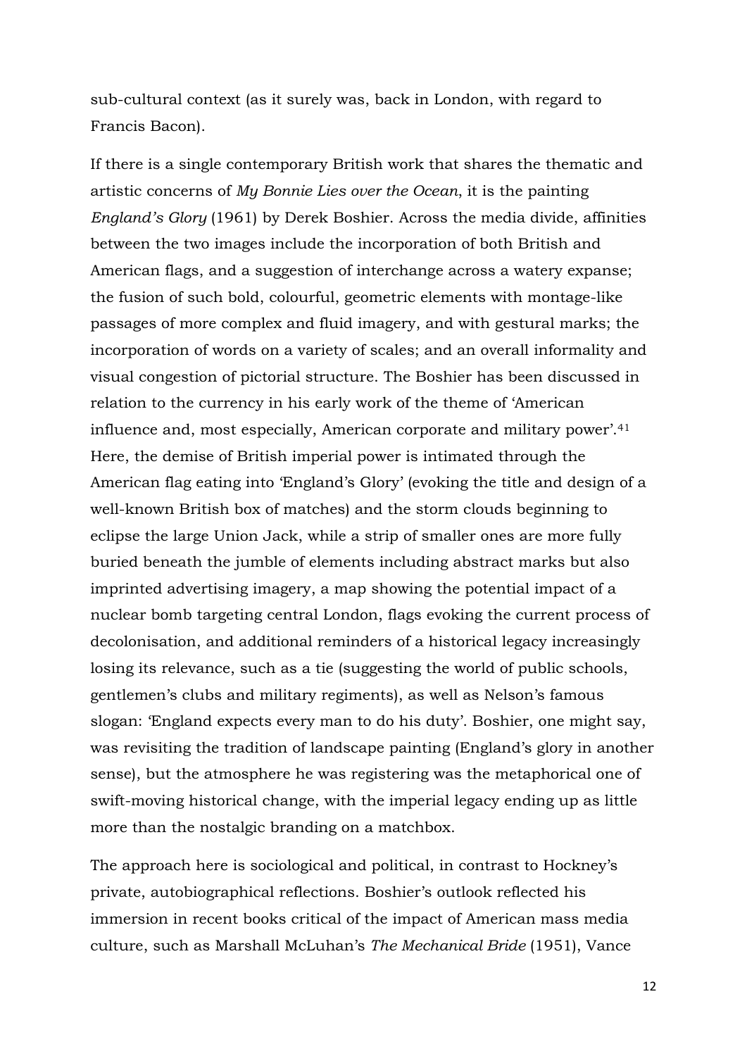sub-cultural context (as it surely was, back in London, with regard to Francis Bacon).

If there is a single contemporary British work that shares the thematic and artistic concerns of *My Bonnie Lies over the Ocean*, it is the painting *England's Glory* (1961) by Derek Boshier. Across the media divide, affinities between the two images include the incorporation of both British and American flags, and a suggestion of interchange across a watery expanse; the fusion of such bold, colourful, geometric elements with montage-like passages of more complex and fluid imagery, and with gestural marks; the incorporation of words on a variety of scales; and an overall informality and visual congestion of pictorial structure. The Boshier has been discussed in relation to the currency in his early work of the theme of 'American influence and, most especially, American corporate and military power'.[41] Here, the demise of British imperial power is intimated through the American flag eating into 'England's Glory' (evoking the title and design of a well-known British box of matches) and the storm clouds beginning to eclipse the large Union Jack, while a strip of smaller ones are more fully buried beneath the jumble of elements including abstract marks but also imprinted advertising imagery, a map showing the potential impact of a nuclear bomb targeting central London, flags evoking the current process of decolonisation, and additional reminders of a historical legacy increasingly losing its relevance, such as a tie (suggesting the world of public schools, gentlemen's clubs and military regiments), as well as Nelson's famous slogan: 'England expects every man to do his duty'. Boshier, one might say, was revisiting the tradition of landscape painting (England's glory in another sense), but the atmosphere he was registering was the metaphorical one of swift-moving historical change, with the imperial legacy ending up as little more than the nostalgic branding on a matchbox.

The approach here is sociological and political, in contrast to Hockney's private, autobiographical reflections. Boshier's outlook reflected his immersion in recent books critical of the impact of American mass media culture, such as Marshall McLuhan's *The Mechanical Bride* (1951), Vance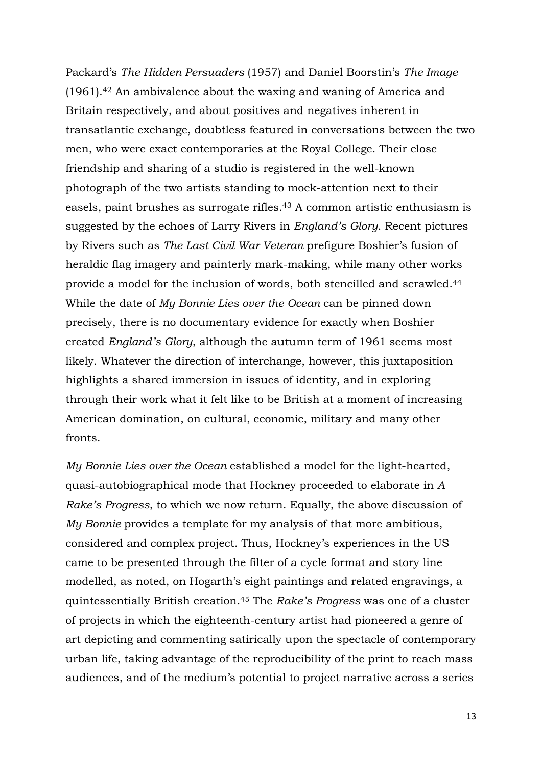Packard's *The Hidden Persuaders* (1957) and Daniel Boorstin's *The Image* (1961).[42] An ambivalence about the waxing and waning of America and Britain respectively, and about positives and negatives inherent in transatlantic exchange, doubtless featured in conversations between the two men, who were exact contemporaries at the Royal College. Their close friendship and sharing of a studio is registered in the well-known photograph of the two artists standing to mock-attention next to their easels, paint brushes as surrogate rifles.[43] A common artistic enthusiasm is suggested by the echoes of Larry Rivers in *England's Glory*. Recent pictures by Rivers such as *The Last Civil War Veteran* prefigure Boshier's fusion of heraldic flag imagery and painterly mark-making, while many other works provide a model for the inclusion of words, both stencilled and scrawled.[44] While the date of *My Bonnie Lies over the Ocean* can be pinned down precisely, there is no documentary evidence for exactly when Boshier created *England's Glory*, although the autumn term of 1961 seems most likely. Whatever the direction of interchange, however, this juxtaposition highlights a shared immersion in issues of identity, and in exploring through their work what it felt like to be British at a moment of increasing American domination, on cultural, economic, military and many other fronts.

*My Bonnie Lies over the Ocean* established a model for the light-hearted, quasi-autobiographical mode that Hockney proceeded to elaborate in *A Rake's Progress*, to which we now return. Equally, the above discussion of *My Bonnie* provides a template for my analysis of that more ambitious, considered and complex project. Thus, Hockney's experiences in the US came to be presented through the filter of a cycle format and story line modelled, as noted, on Hogarth's eight paintings and related engravings, a quintessentially British creation.[45] The *Rake's Progress* was one of a cluster of projects in which the eighteenth-century artist had pioneered a genre of art depicting and commenting satirically upon the spectacle of contemporary urban life, taking advantage of the reproducibility of the print to reach mass audiences, and of the medium's potential to project narrative across a series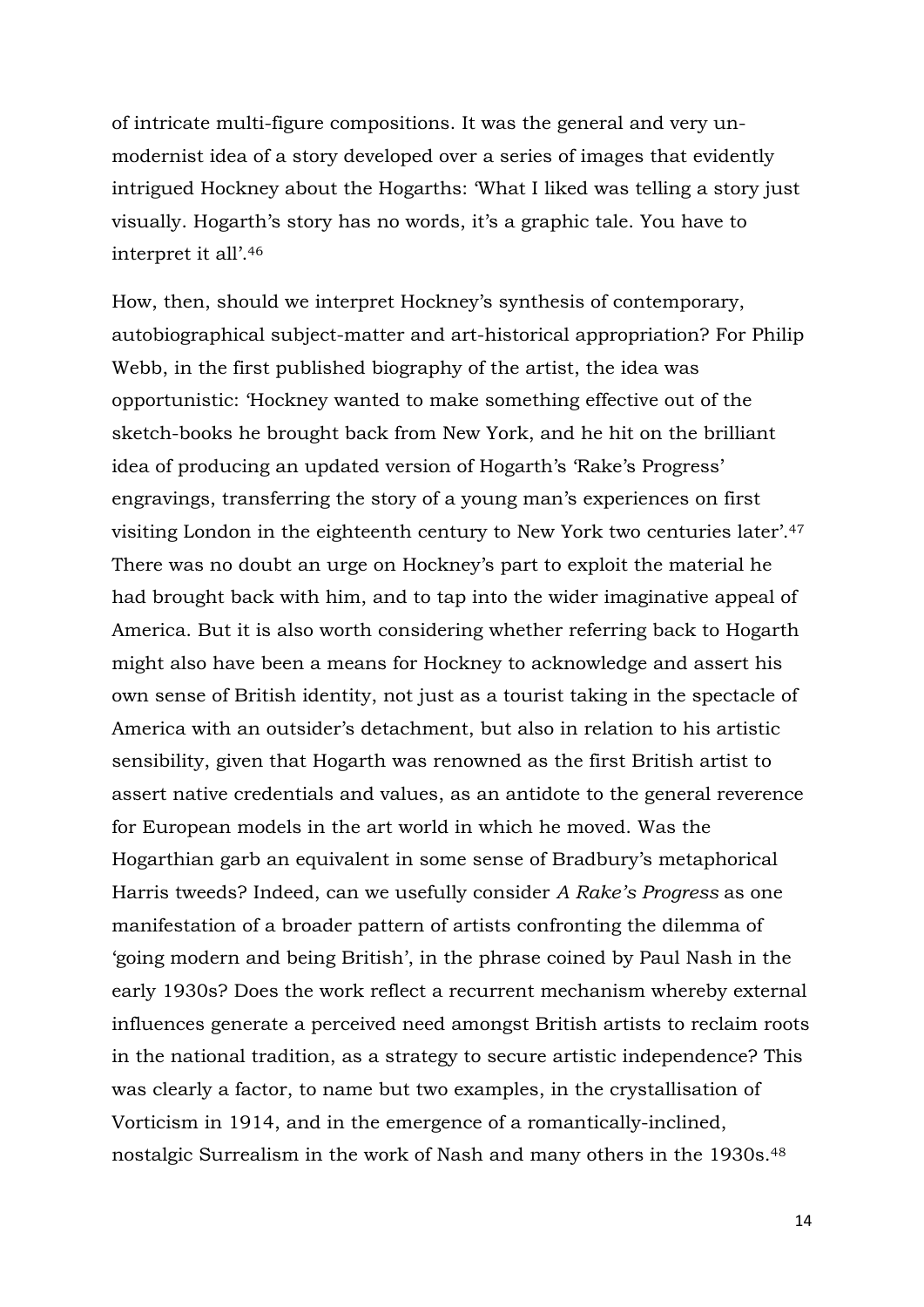of intricate multi-figure compositions. It was the general and very un-modernist idea of a story developed over a series of images that evidently intrigued Hockney about the Hogarths: 'What I liked was telling a story just visually. Hogarth's story has no words, it's a graphic tale. You have to interpret it all'.[46]

How, then, should we interpret Hockney's synthesis of contemporary, autobiographical subject-matter and art-historical appropriation? For Philip Webb, in the first published biography of the artist, the idea was opportunistic: 'Hockney wanted to make something effective out of the sketch-books he brought back from New York, and he hit on the brilliant idea of producing an updated version of Hogarth's 'Rake's Progress' engravings, transferring the story of a young man's experiences on first visiting London in the eighteenth century to New York two centuries later'.[47] There was no doubt an urge on Hockney's part to exploit the material he had brought back with him, and to tap into the wider imaginative appeal of America. But it is also worth considering whether referring back to Hogarth might also have been a means for Hockney to acknowledge and assert his own sense of British identity, not just as a tourist taking in the spectacle of America with an outsider's detachment, but also in relation to his artistic sensibility, given that Hogarth was renowned as the first British artist to assert native credentials and values, as an antidote to the general reverence for European models in the art world in which he moved. Was the Hogarthian garb an equivalent in some sense of Bradbury's metaphorical Harris tweeds? Indeed, can we usefully consider *A Rake's Progress* as one manifestation of a broader pattern of artists confronting the dilemma of 'going modern and being British', in the phrase coined by Paul Nash in the early 1930s? Does the work reflect a recurrent mechanism whereby external influences generate a perceived need amongst British artists to reclaim roots in the national tradition, as a strategy to secure artistic independence? This was clearly a factor, to name but two examples, in the crystallisation of Vorticism in 1914, and in the emergence of a romantically-inclined, nostalgic Surrealism in the work of Nash and many others in the 1930s.[48]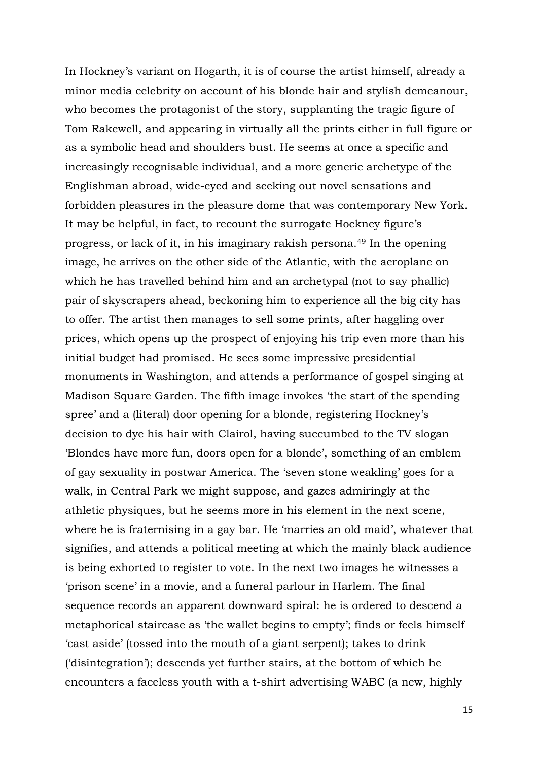In Hockney's variant on Hogarth, it is of course the artist himself, already a minor media celebrity on account of his blonde hair and stylish demeanour, who becomes the protagonist of the story, supplanting the tragic figure of Tom Rakewell, and appearing in virtually all the prints either in full figure or as a symbolic head and shoulders bust. He seems at once a specific and increasingly recognisable individual, and a more generic archetype of the Englishman abroad, wide-eyed and seeking out novel sensations and forbidden pleasures in the pleasure dome that was contemporary New York. It may be helpful, in fact, to recount the surrogate Hockney figure's progress, or lack of it, in his imaginary rakish persona.[49] In the opening image, he arrives on the other side of the Atlantic, with the aeroplane on which he has travelled behind him and an archetypal (not to say phallic) pair of skyscrapers ahead, beckoning him to experience all the big city has to offer. The artist then manages to sell some prints, after haggling over prices, which opens up the prospect of enjoying his trip even more than his initial budget had promised. He sees some impressive presidential monuments in Washington, and attends a performance of gospel singing at Madison Square Garden. The fifth image invokes 'the start of the spending spree' and a (literal) door opening for a blonde, registering Hockney's decision to dye his hair with Clairol, having succumbed to the TV slogan 'Blondes have more fun, doors open for a blonde', something of an emblem of gay sexuality in postwar America. The 'seven stone weakling' goes for a walk, in Central Park we might suppose, and gazes admiringly at the athletic physiques, but he seems more in his element in the next scene, where he is fraternising in a gay bar. He 'marries an old maid', whatever that signifies, and attends a political meeting at which the mainly black audience is being exhorted to register to vote. In the next two images he witnesses a 'prison scene' in a movie, and a funeral parlour in Harlem. The final sequence records an apparent downward spiral: he is ordered to descend a metaphorical staircase as 'the wallet begins to empty'; finds or feels himself 'cast aside' (tossed into the mouth of a giant serpent); takes to drink ('disintegration'); descends yet further stairs, at the bottom of which he encounters a faceless youth with a t-shirt advertising WABC (a new, highly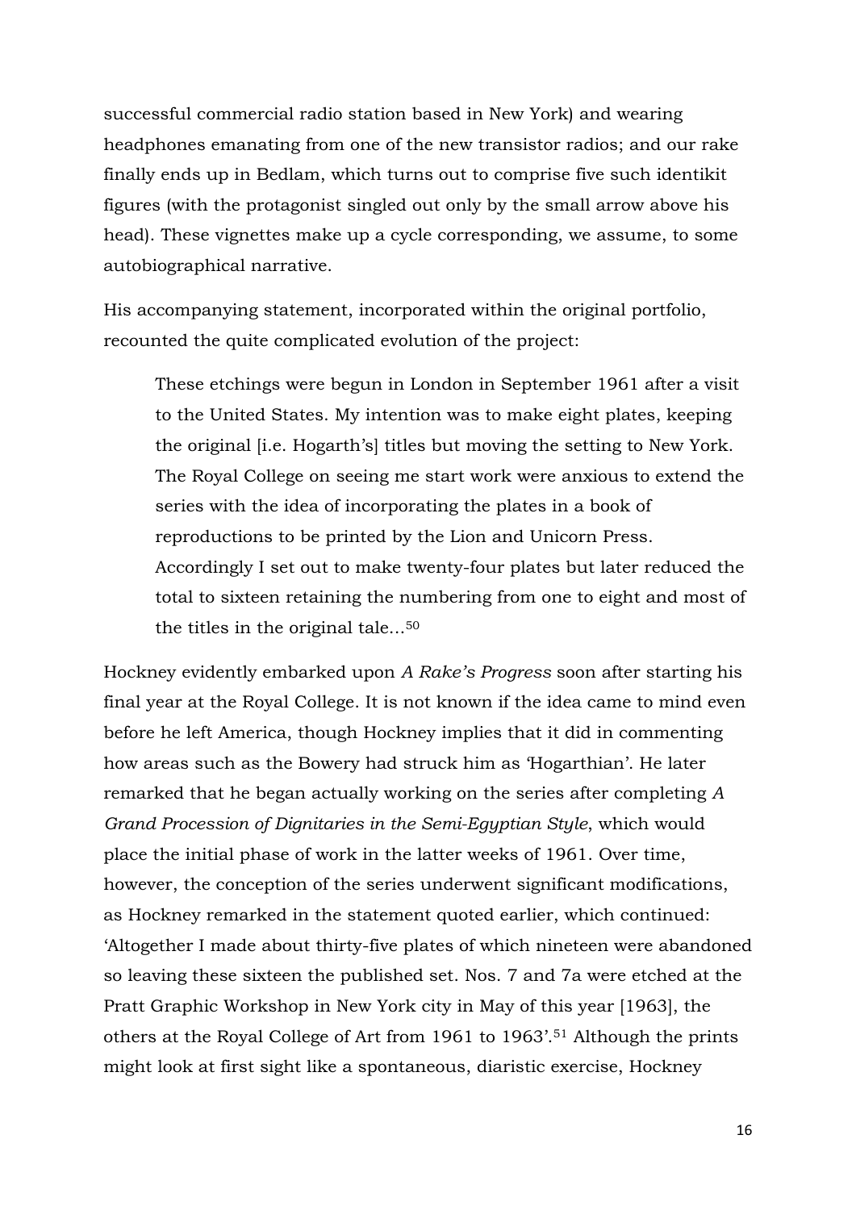successful commercial radio station based in New York) and wearing headphones emanating from one of the new transistor radios; and our rake finally ends up in Bedlam, which turns out to comprise five such identikit figures (with the protagonist singled out only by the small arrow above his head). These vignettes make up a cycle corresponding, we assume, to some autobiographical narrative.

His accompanying statement, incorporated within the original portfolio, recounted the quite complicated evolution of the project:

> These etchings were begun in London in September 1961 after a visit to the United States. My intention was to make eight plates, keeping the original [i.e. Hogarth's] titles but moving the setting to New York. The Royal College on seeing me start work were anxious to extend the series with the idea of incorporating the plates in a book of reproductions to be printed by the Lion and Unicorn Press. Accordingly I set out to make twenty-four plates but later reduced the total to sixteen retaining the numbering from one to eight and most of the titles in the original tale...[50]

Hockney evidently embarked upon *A Rake's Progress* soon after starting his final year at the Royal College. It is not known if the idea came to mind even before he left America, though Hockney implies that it did in commenting how areas such as the Bowery had struck him as 'Hogarthian'. He later remarked that he began actually working on the series after completing *A Grand Procession of Dignitaries in the Semi-Egyptian Style*, which would place the initial phase of work in the latter weeks of 1961. Over time, however, the conception of the series underwent significant modifications, as Hockney remarked in the statement quoted earlier, which continued: 'Altogether I made about thirty-five plates of which nineteen were abandoned so leaving these sixteen the published set. Nos. 7 and 7a were etched at the Pratt Graphic Workshop in New York city in May of this year [1963], the others at the Royal College of Art from 1961 to 1963'.[51] Although the prints might look at first sight like a spontaneous, diaristic exercise, Hockney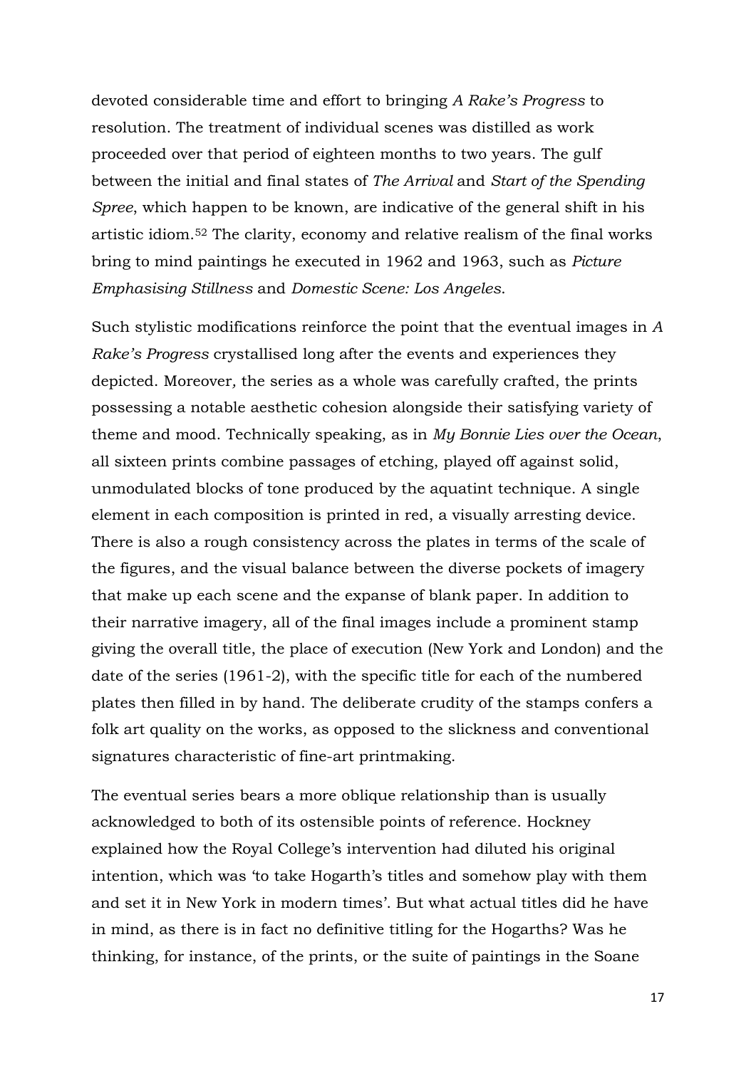devoted considerable time and effort to bringing *A Rake's Progress* to resolution. The treatment of individual scenes was distilled as work proceeded over that period of eighteen months to two years. The gulf between the initial and final states of *The Arrival* and *Start of the Spending Spree*, which happen to be known, are indicative of the general shift in his artistic idiom.[52] The clarity, economy and relative realism of the final works bring to mind paintings he executed in 1962 and 1963, such as *Picture Emphasising Stillness* and *Domestic Scene: Los Angeles*.

Such stylistic modifications reinforce the point that the eventual images in *A Rake's Progress* crystallised long after the events and experiences they depicted. Moreover, the series as a whole was carefully crafted, the prints possessing a notable aesthetic cohesion alongside their satisfying variety of theme and mood. Technically speaking, as in *My Bonnie Lies over the Ocean*, all sixteen prints combine passages of etching, played off against solid, unmodulated blocks of tone produced by the aquatint technique. A single element in each composition is printed in red, a visually arresting device. There is also a rough consistency across the plates in terms of the scale of the figures, and the visual balance between the diverse pockets of imagery that make up each scene and the expanse of blank paper. In addition to their narrative imagery, all of the final images include a prominent stamp giving the overall title, the place of execution (New York and London) and the date of the series (1961-2), with the specific title for each of the numbered plates then filled in by hand. The deliberate crudity of the stamps confers a folk art quality on the works, as opposed to the slickness and conventional signatures characteristic of fine-art printmaking.

The eventual series bears a more oblique relationship than is usually acknowledged to both of its ostensible points of reference. Hockney explained how the Royal College's intervention had diluted his original intention, which was 'to take Hogarth's titles and somehow play with them and set it in New York in modern times'. But what actual titles did he have in mind, as there is in fact no definitive titling for the Hogarths? Was he thinking, for instance, of the prints, or the suite of paintings in the Soane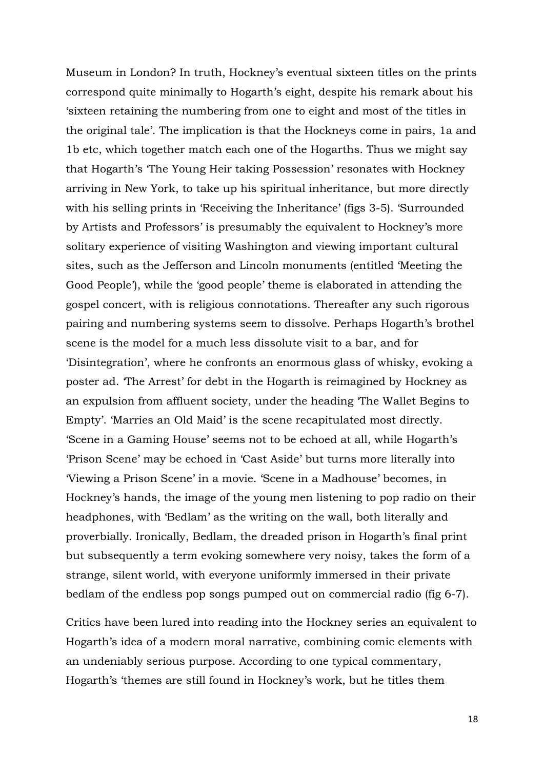Museum in London? In truth, Hockney's eventual sixteen titles on the prints correspond quite minimally to Hogarth's eight, despite his remark about his 'sixteen retaining the numbering from one to eight and most of the titles in the original tale'. The implication is that the Hockneys come in pairs, 1a and 1b etc, which together match each one of the Hogarths. Thus we might say that Hogarth's 'The Young Heir taking Possession' resonates with Hockney arriving in New York, to take up his spiritual inheritance, but more directly with his selling prints in 'Receiving the Inheritance' (figs 3-5). 'Surrounded by Artists and Professors' is presumably the equivalent to Hockney's more solitary experience of visiting Washington and viewing important cultural sites, such as the Jefferson and Lincoln monuments (entitled 'Meeting the Good People'), while the 'good people' theme is elaborated in attending the gospel concert, with is religious connotations. Thereafter any such rigorous pairing and numbering systems seem to dissolve. Perhaps Hogarth's brothel scene is the model for a much less dissolute visit to a bar, and for 'Disintegration', where he confronts an enormous glass of whisky, evoking a poster ad. 'The Arrest' for debt in the Hogarth is reimagined by Hockney as an expulsion from affluent society, under the heading 'The Wallet Begins to Empty'. 'Marries an Old Maid' is the scene recapitulated most directly. 'Scene in a Gaming House' seems not to be echoed at all, while Hogarth's 'Prison Scene' may be echoed in 'Cast Aside' but turns more literally into 'Viewing a Prison Scene' in a movie. 'Scene in a Madhouse' becomes, in Hockney's hands, the image of the young men listening to pop radio on their headphones, with 'Bedlam' as the writing on the wall, both literally and proverbially. Ironically, Bedlam, the dreaded prison in Hogarth's final print but subsequently a term evoking somewhere very noisy, takes the form of a strange, silent world, with everyone uniformly immersed in their private bedlam of the endless pop songs pumped out on commercial radio (fig 6-7).

Critics have been lured into reading into the Hockney series an equivalent to Hogarth's idea of a modern moral narrative, combining comic elements with an undeniably serious purpose. According to one typical commentary, Hogarth's 'themes are still found in Hockney's work, but he titles them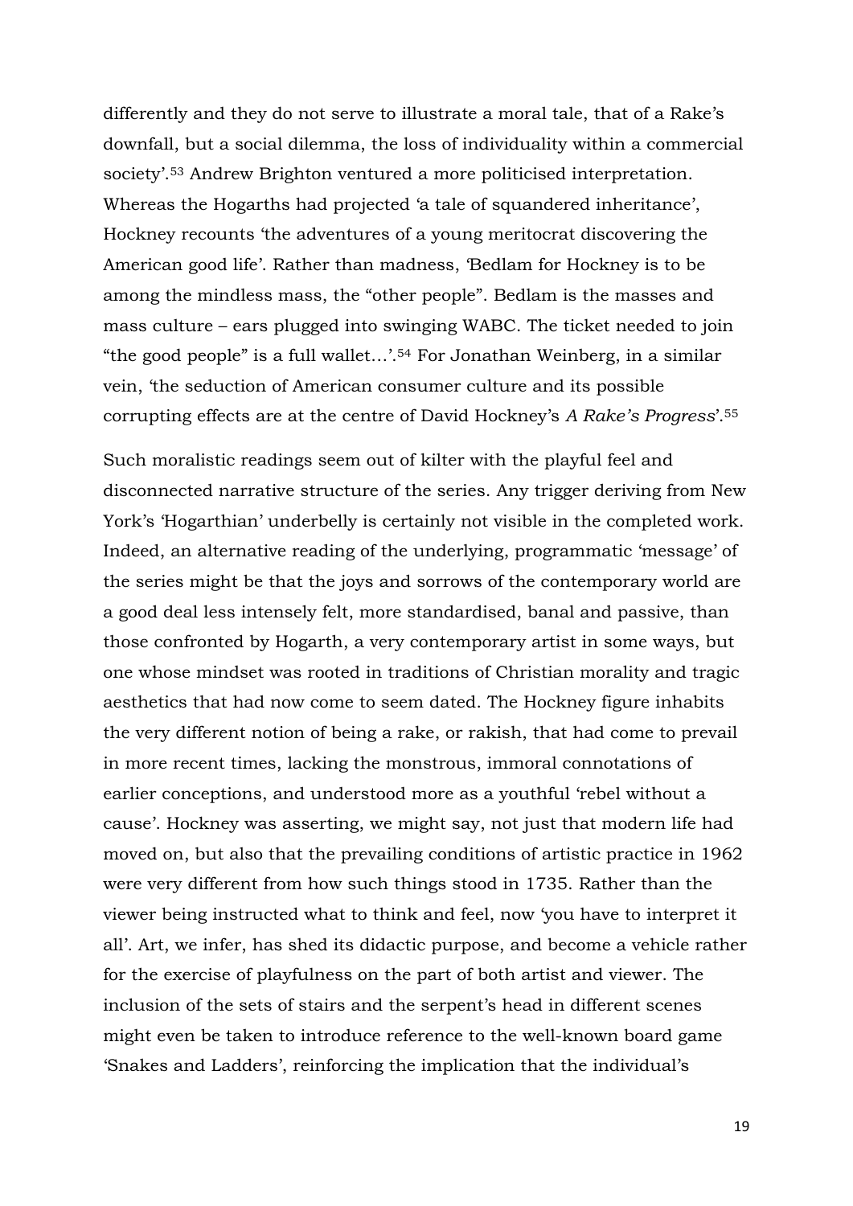differently and they do not serve to illustrate a moral tale, that of a Rake's downfall, but a social dilemma, the loss of individuality within a commercial society'.[53] Andrew Brighton ventured a more politicised interpretation. Whereas the Hogarths had projected 'a tale of squandered inheritance', Hockney recounts 'the adventures of a young meritocrat discovering the American good life'. Rather than madness, 'Bedlam for Hockney is to be among the mindless mass, the "other people". Bedlam is the masses and mass culture – ears plugged into swinging WABC. The ticket needed to join "the good people" is a full wallet…'.[54] For Jonathan Weinberg, in a similar vein, 'the seduction of American consumer culture and its possible corrupting effects are at the centre of David Hockney's *A Rake's Progress*'.[55]

Such moralistic readings seem out of kilter with the playful feel and disconnected narrative structure of the series. Any trigger deriving from New York's 'Hogarthian' underbelly is certainly not visible in the completed work. Indeed, an alternative reading of the underlying, programmatic 'message' of the series might be that the joys and sorrows of the contemporary world are a good deal less intensely felt, more standardised, banal and passive, than those confronted by Hogarth, a very contemporary artist in some ways, but one whose mindset was rooted in traditions of Christian morality and tragic aesthetics that had now come to seem dated. The Hockney figure inhabits the very different notion of being a rake, or rakish, that had come to prevail in more recent times, lacking the monstrous, immoral connotations of earlier conceptions, and understood more as a youthful 'rebel without a cause'. Hockney was asserting, we might say, not just that modern life had moved on, but also that the prevailing conditions of artistic practice in 1962 were very different from how such things stood in 1735. Rather than the viewer being instructed what to think and feel, now 'you have to interpret it all'. Art, we infer, has shed its didactic purpose, and become a vehicle rather for the exercise of playfulness on the part of both artist and viewer. The inclusion of the sets of stairs and the serpent's head in different scenes might even be taken to introduce reference to the well-known board game 'Snakes and Ladders', reinforcing the implication that the individual's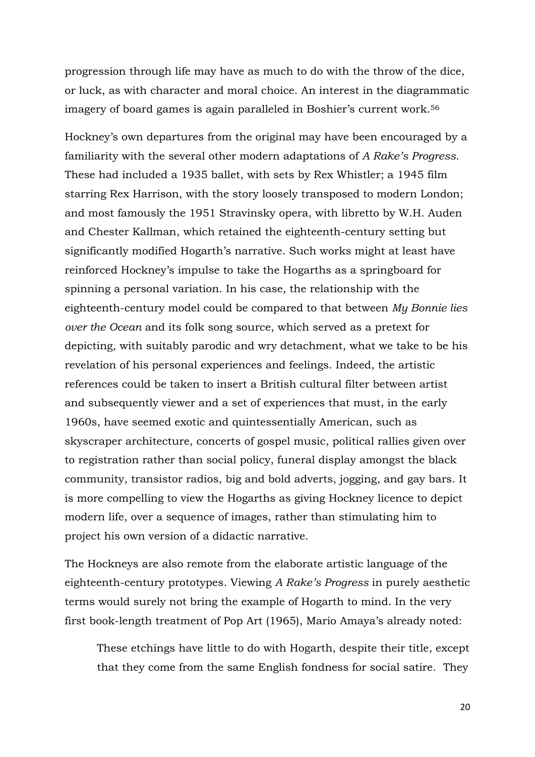progression through life may have as much to do with the throw of the dice, or luck, as with character and moral choice. An interest in the diagrammatic imagery of board games is again paralleled in Boshier's current work.[56]

Hockney's own departures from the original may have been encouraged by a familiarity with the several other modern adaptations of *A Rake's Progress*. These had included a 1935 ballet, with sets by Rex Whistler; a 1945 film starring Rex Harrison, with the story loosely transposed to modern London; and most famously the 1951 Stravinsky opera, with libretto by W.H. Auden and Chester Kallman, which retained the eighteenth-century setting but significantly modified Hogarth's narrative. Such works might at least have reinforced Hockney's impulse to take the Hogarths as a springboard for spinning a personal variation. In his case, the relationship with the eighteenth-century model could be compared to that between *My Bonnie lies over the Ocean* and its folk song source, which served as a pretext for depicting, with suitably parodic and wry detachment, what we take to be his revelation of his personal experiences and feelings. Indeed, the artistic references could be taken to insert a British cultural filter between artist and subsequently viewer and a set of experiences that must, in the early 1960s, have seemed exotic and quintessentially American, such as skyscraper architecture, concerts of gospel music, political rallies given over to registration rather than social policy, funeral display amongst the black community, transistor radios, big and bold adverts, jogging, and gay bars. It is more compelling to view the Hogarths as giving Hockney licence to depict modern life, over a sequence of images, rather than stimulating him to project his own version of a didactic narrative.

The Hockneys are also remote from the elaborate artistic language of the eighteenth-century prototypes. Viewing *A Rake's Progress* in purely aesthetic terms would surely not bring the example of Hogarth to mind. In the very first book-length treatment of Pop Art (1965), Mario Amaya's already noted:

> These etchings have little to do with Hogarth, despite their title, except that they come from the same English fondness for social satire. They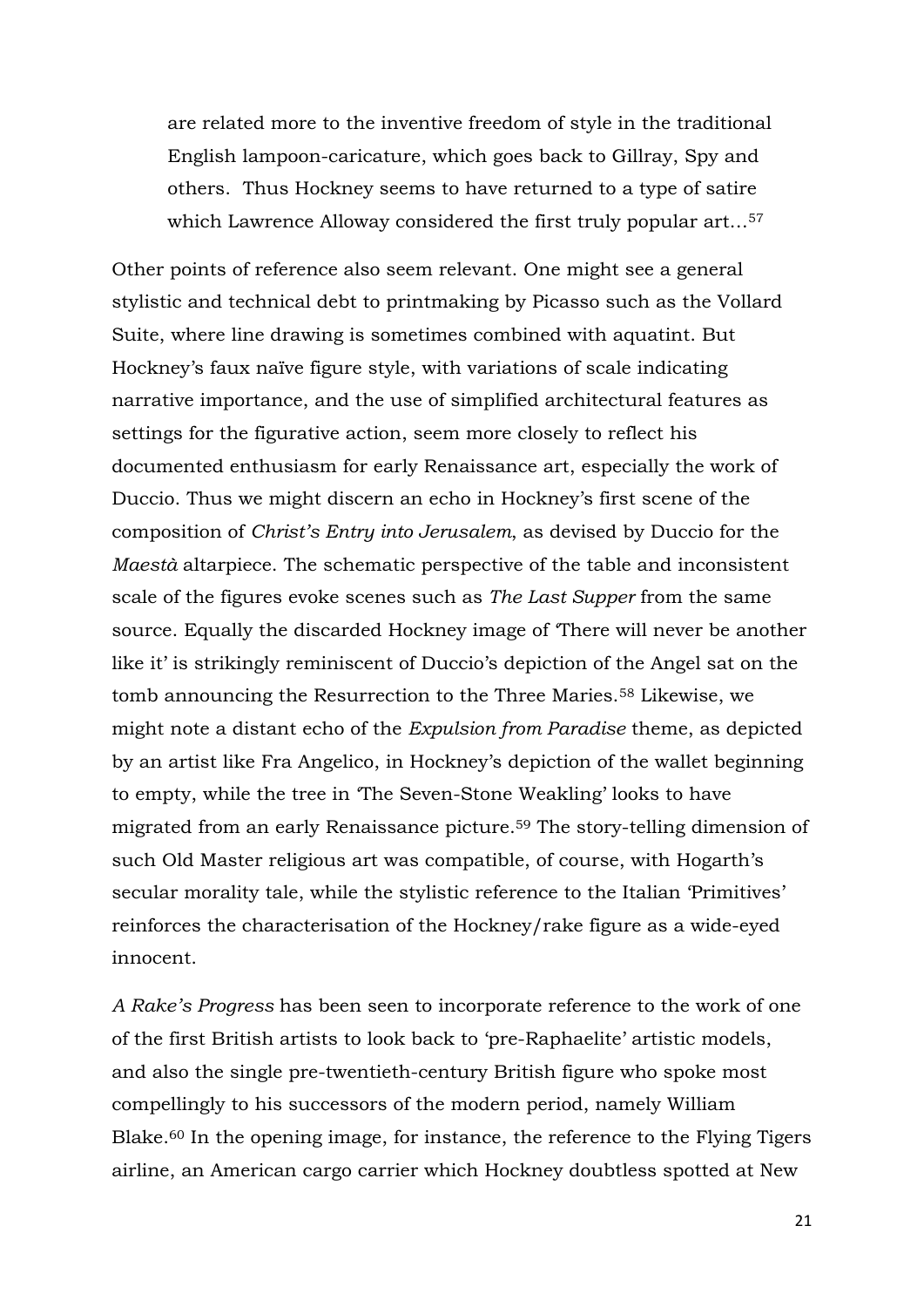> are related more to the inventive freedom of style in the traditional English lampoon-caricature, which goes back to Gillray, Spy and others. Thus Hockney seems to have returned to a type of satire which Lawrence Alloway considered the first truly popular art…[57]

Other points of reference also seem relevant. One might see a general stylistic and technical debt to printmaking by Picasso such as the Vollard Suite, where line drawing is sometimes combined with aquatint. But Hockney's faux naïve figure style, with variations of scale indicating narrative importance, and the use of simplified architectural features as settings for the figurative action, seem more closely to reflect his documented enthusiasm for early Renaissance art, especially the work of Duccio. Thus we might discern an echo in Hockney's first scene of the composition of *Christ's Entry into Jerusalem*, as devised by Duccio for the *Maestà* altarpiece. The schematic perspective of the table and inconsistent scale of the figures evoke scenes such as *The Last Supper* from the same source. Equally the discarded Hockney image of 'There will never be another like it' is strikingly reminiscent of Duccio's depiction of the Angel sat on the tomb announcing the Resurrection to the Three Maries.[58] Likewise, we might note a distant echo of the *Expulsion from Paradise* theme, as depicted by an artist like Fra Angelico, in Hockney's depiction of the wallet beginning to empty, while the tree in 'The Seven-Stone Weakling' looks to have migrated from an early Renaissance picture.[59] The story-telling dimension of such Old Master religious art was compatible, of course, with Hogarth's secular morality tale, while the stylistic reference to the Italian 'Primitives' reinforces the characterisation of the Hockney/rake figure as a wide-eyed innocent.

*A Rake's Progress* has been seen to incorporate reference to the work of one of the first British artists to look back to 'pre-Raphaelite' artistic models, and also the single pre-twentieth-century British figure who spoke most compellingly to his successors of the modern period, namely William Blake.[60] In the opening image, for instance, the reference to the Flying Tigers airline, an American cargo carrier which Hockney doubtless spotted at New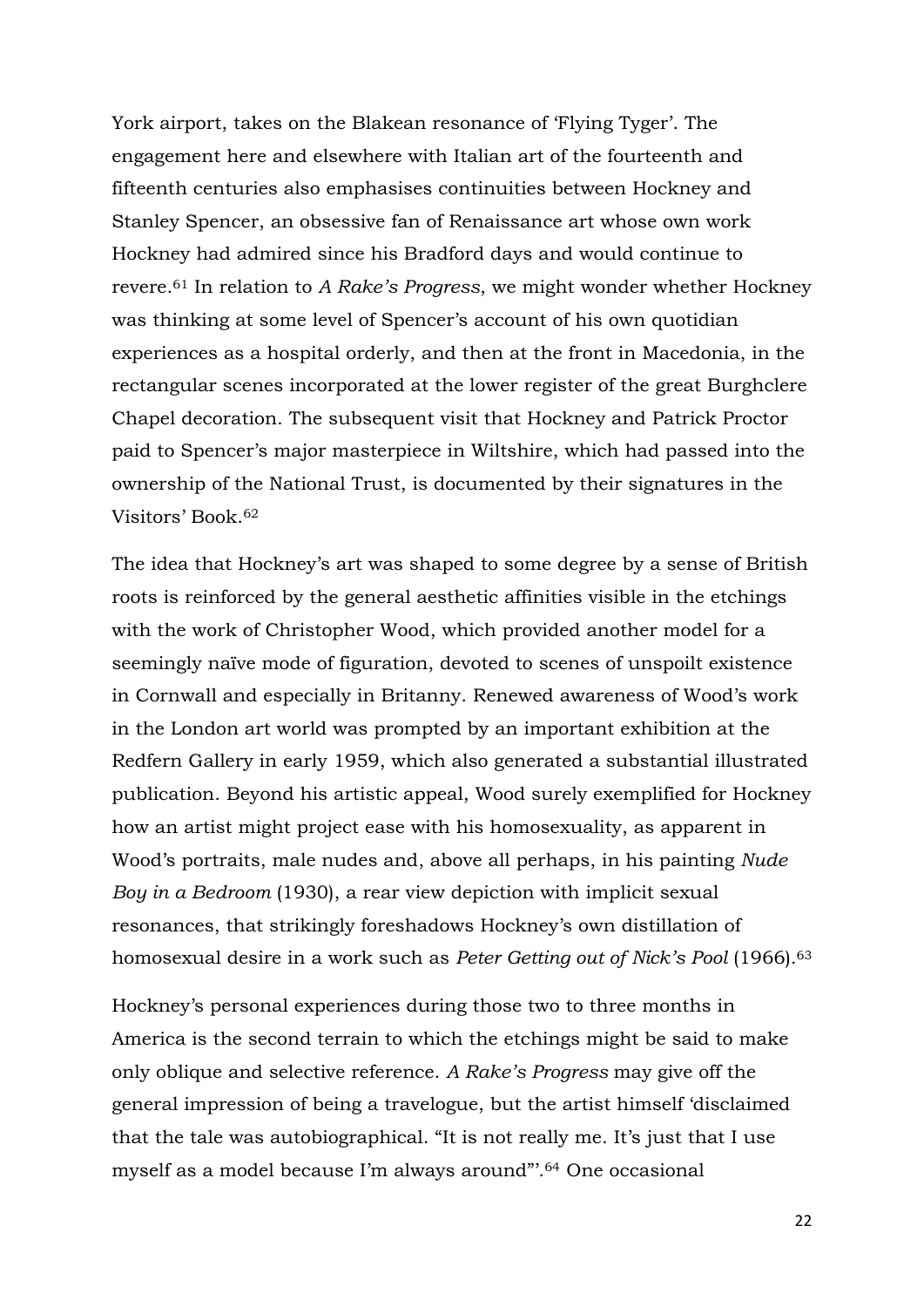York airport, takes on the Blakean resonance of 'Flying Tyger'. The engagement here and elsewhere with Italian art of the fourteenth and fifteenth centuries also emphasises continuities between Hockney and Stanley Spencer, an obsessive fan of Renaissance art whose own work Hockney had admired since his Bradford days and would continue to revere.[61] In relation to *A Rake's Progress*, we might wonder whether Hockney was thinking at some level of Spencer's account of his own quotidian experiences as a hospital orderly, and then at the front in Macedonia, in the rectangular scenes incorporated at the lower register of the great Burghclere Chapel decoration. The subsequent visit that Hockney and Patrick Proctor paid to Spencer's major masterpiece in Wiltshire, which had passed into the ownership of the National Trust, is documented by their signatures in the Visitors' Book.[62]

The idea that Hockney's art was shaped to some degree by a sense of British roots is reinforced by the general aesthetic affinities visible in the etchings with the work of Christopher Wood, which provided another model for a seemingly naïve mode of figuration, devoted to scenes of unspoilt existence in Cornwall and especially in Britanny. Renewed awareness of Wood's work in the London art world was prompted by an important exhibition at the Redfern Gallery in early 1959, which also generated a substantial illustrated publication. Beyond his artistic appeal, Wood surely exemplified for Hockney how an artist might project ease with his homosexuality, as apparent in Wood's portraits, male nudes and, above all perhaps, in his painting *Nude Boy in a Bedroom* (1930), a rear view depiction with implicit sexual resonances, that strikingly foreshadows Hockney's own distillation of homosexual desire in a work such as *Peter Getting out of Nick's Pool* (1966).[63]

Hockney's personal experiences during those two to three months in America is the second terrain to which the etchings might be said to make only oblique and selective reference. *A Rake's Progress* may give off the general impression of being a travelogue, but the artist himself 'disclaimed that the tale was autobiographical. "It is not really me. It's just that I use myself as a model because I'm always around"'.[64] One occasional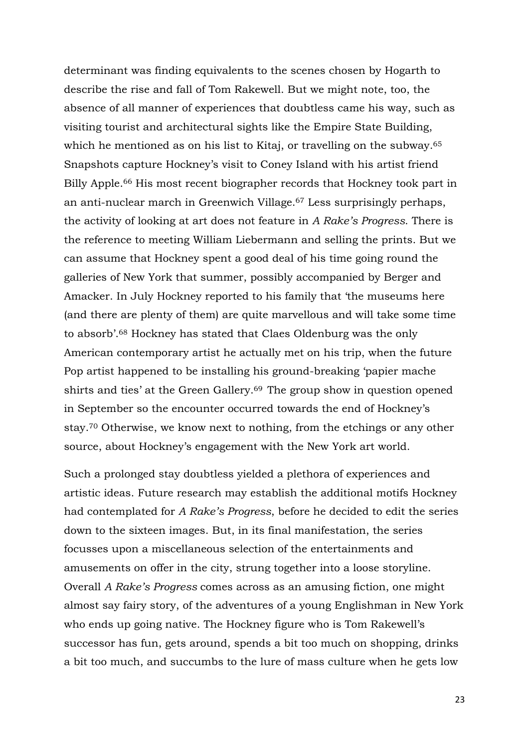determinant was finding equivalents to the scenes chosen by Hogarth to describe the rise and fall of Tom Rakewell. But we might note, too, the absence of all manner of experiences that doubtless came his way, such as visiting tourist and architectural sights like the Empire State Building, which he mentioned as on his list to Kitaj, or travelling on the subway.[65] Snapshots capture Hockney's visit to Coney Island with his artist friend Billy Apple.[66] His most recent biographer records that Hockney took part in an anti-nuclear march in Greenwich Village.[67] Less surprisingly perhaps, the activity of looking at art does not feature in *A Rake's Progress*. There is the reference to meeting William Liebermann and selling the prints. But we can assume that Hockney spent a good deal of his time going round the galleries of New York that summer, possibly accompanied by Berger and Amacker. In July Hockney reported to his family that 'the museums here (and there are plenty of them) are quite marvellous and will take some time to absorb'.[68] Hockney has stated that Claes Oldenburg was the only American contemporary artist he actually met on his trip, when the future Pop artist happened to be installing his ground-breaking 'papier mache shirts and ties' at the Green Gallery.[69] The group show in question opened in September so the encounter occurred towards the end of Hockney's stay.[70] Otherwise, we know next to nothing, from the etchings or any other source, about Hockney's engagement with the New York art world.

Such a prolonged stay doubtless yielded a plethora of experiences and artistic ideas. Future research may establish the additional motifs Hockney had contemplated for *A Rake's Progress*, before he decided to edit the series down to the sixteen images. But, in its final manifestation, the series focusses upon a miscellaneous selection of the entertainments and amusements on offer in the city, strung together into a loose storyline. Overall *A Rake's Progress* comes across as an amusing fiction, one might almost say fairy story, of the adventures of a young Englishman in New York who ends up going native. The Hockney figure who is Tom Rakewell's successor has fun, gets around, spends a bit too much on shopping, drinks a bit too much, and succumbs to the lure of mass culture when he gets low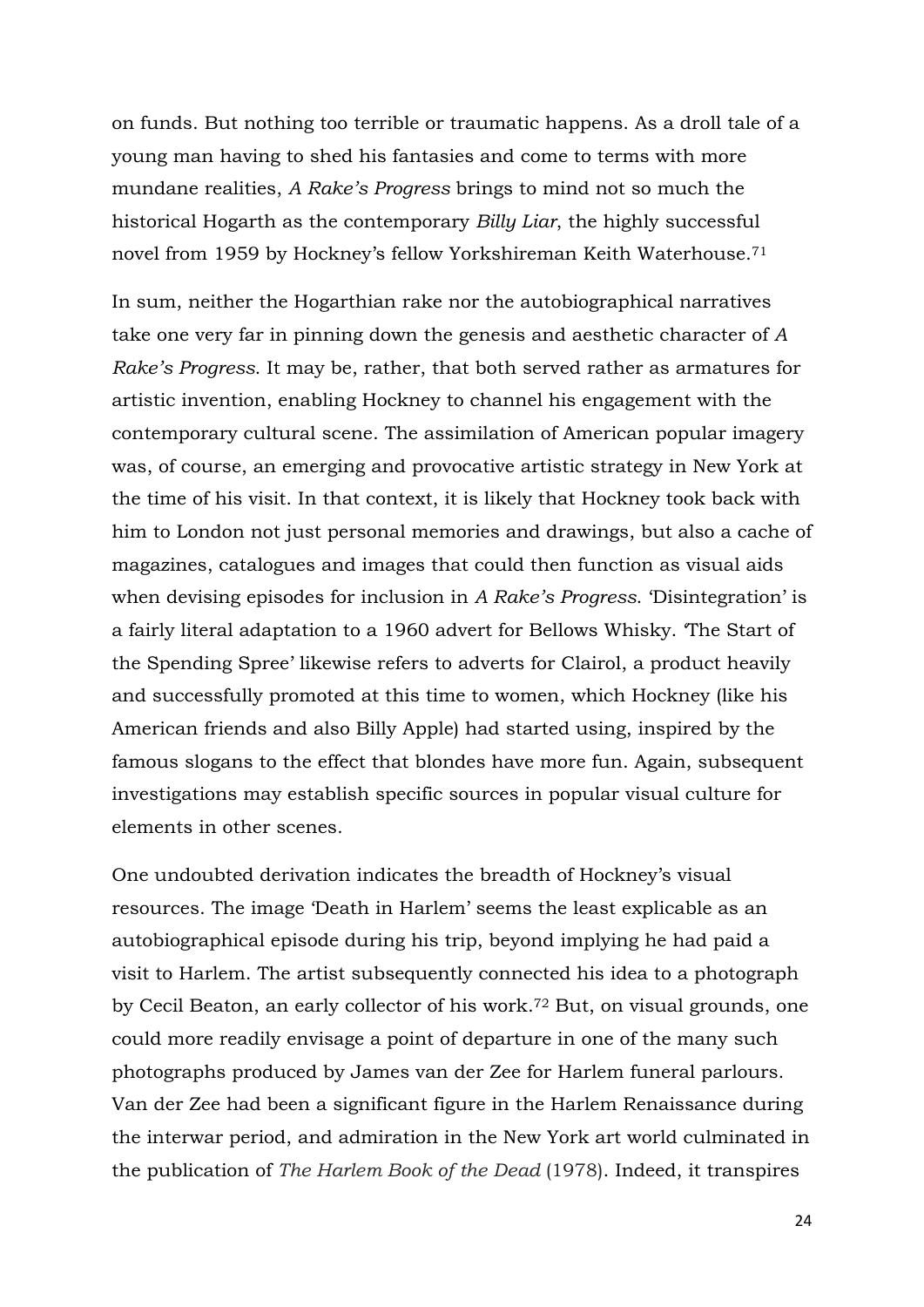on funds. But nothing too terrible or traumatic happens. As a droll tale of a young man having to shed his fantasies and come to terms with more mundane realities, *A Rake's Progress* brings to mind not so much the historical Hogarth as the contemporary *Billy Liar*, the highly successful novel from 1959 by Hockney's fellow Yorkshireman Keith Waterhouse.[71]

In sum, neither the Hogarthian rake nor the autobiographical narratives take one very far in pinning down the genesis and aesthetic character of *A Rake's Progress*. It may be, rather, that both served rather as armatures for artistic invention, enabling Hockney to channel his engagement with the contemporary cultural scene. The assimilation of American popular imagery was, of course, an emerging and provocative artistic strategy in New York at the time of his visit. In that context, it is likely that Hockney took back with him to London not just personal memories and drawings, but also a cache of magazines, catalogues and images that could then function as visual aids when devising episodes for inclusion in *A Rake's Progress*. 'Disintegration' is a fairly literal adaptation to a 1960 advert for Bellows Whisky. 'The Start of the Spending Spree' likewise refers to adverts for Clairol, a product heavily and successfully promoted at this time to women, which Hockney (like his American friends and also Billy Apple) had started using, inspired by the famous slogans to the effect that blondes have more fun. Again, subsequent investigations may establish specific sources in popular visual culture for elements in other scenes.

One undoubted derivation indicates the breadth of Hockney's visual resources. The image 'Death in Harlem' seems the least explicable as an autobiographical episode during his trip, beyond implying he had paid a visit to Harlem. The artist subsequently connected his idea to a photograph by Cecil Beaton, an early collector of his work.[72] But, on visual grounds, one could more readily envisage a point of departure in one of the many such photographs produced by James van der Zee for Harlem funeral parlours. Van der Zee had been a significant figure in the Harlem Renaissance during the interwar period, and admiration in the New York art world culminated in the publication of *The Harlem Book of the Dead* (1978). Indeed, it transpires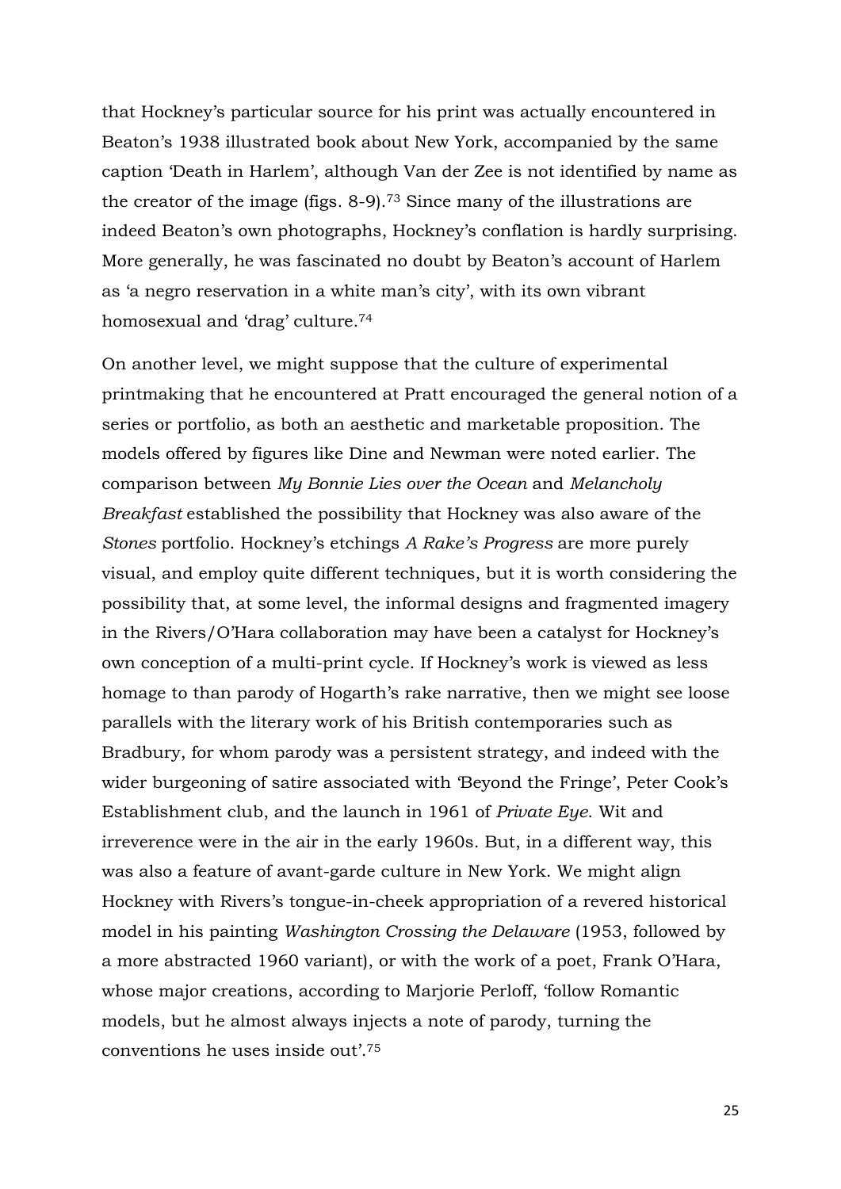that Hockney's particular source for his print was actually encountered in Beaton's 1938 illustrated book about New York, accompanied by the same caption 'Death in Harlem', although Van der Zee is not identified by name as the creator of the image (figs. 8-9).[73] Since many of the illustrations are indeed Beaton's own photographs, Hockney's conflation is hardly surprising. More generally, he was fascinated no doubt by Beaton's account of Harlem as 'a negro reservation in a white man's city', with its own vibrant homosexual and 'drag' culture.[74]

On another level, we might suppose that the culture of experimental printmaking that he encountered at Pratt encouraged the general notion of a series or portfolio, as both an aesthetic and marketable proposition. The models offered by figures like Dine and Newman were noted earlier. The comparison between *My Bonnie Lies over the Ocean* and *Melancholy Breakfast* established the possibility that Hockney was also aware of the *Stones* portfolio. Hockney's etchings *A Rake's Progress* are more purely visual, and employ quite different techniques, but it is worth considering the possibility that, at some level, the informal designs and fragmented imagery in the Rivers/O'Hara collaboration may have been a catalyst for Hockney's own conception of a multi-print cycle. If Hockney's work is viewed as less homage to than parody of Hogarth's rake narrative, then we might see loose parallels with the literary work of his British contemporaries such as Bradbury, for whom parody was a persistent strategy, and indeed with the wider burgeoning of satire associated with 'Beyond the Fringe', Peter Cook's Establishment club, and the launch in 1961 of *Private Eye*. Wit and irreverence were in the air in the early 1960s. But, in a different way, this was also a feature of avant-garde culture in New York. We might align Hockney with Rivers's tongue-in-cheek appropriation of a revered historical model in his painting *Washington Crossing the Delaware* (1953, followed by a more abstracted 1960 variant), or with the work of a poet, Frank O'Hara, whose major creations, according to Marjorie Perloff, 'follow Romantic models, but he almost always injects a note of parody, turning the conventions he uses inside out'.[75]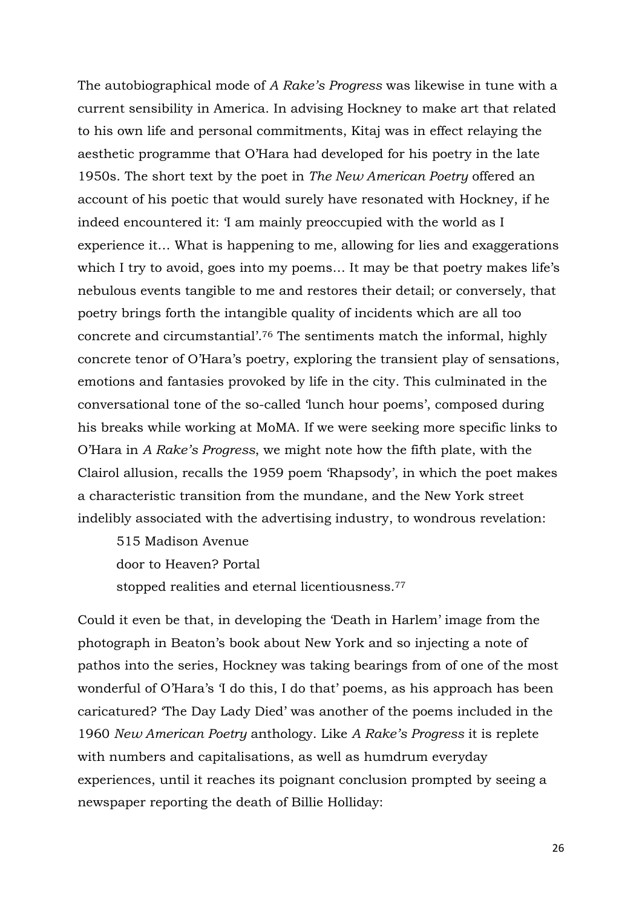The autobiographical mode of *A Rake's Progress* was likewise in tune with a current sensibility in America. In advising Hockney to make art that related to his own life and personal commitments, Kitaj was in effect relaying the aesthetic programme that O'Hara had developed for his poetry in the late 1950s. The short text by the poet in *The New American Poetry* offered an account of his poetic that would surely have resonated with Hockney, if he indeed encountered it: 'I am mainly preoccupied with the world as I experience it… What is happening to me, allowing for lies and exaggerations which I try to avoid, goes into my poems… It may be that poetry makes life's nebulous events tangible to me and restores their detail; or conversely, that poetry brings forth the intangible quality of incidents which are all too concrete and circumstantial'.[76] The sentiments match the informal, highly concrete tenor of O'Hara's poetry, exploring the transient play of sensations, emotions and fantasies provoked by life in the city. This culminated in the conversational tone of the so-called 'lunch hour poems', composed during his breaks while working at MoMA. If we were seeking more specific links to O'Hara in *A Rake's Progress*, we might note how the fifth plate, with the Clairol allusion, recalls the 1959 poem 'Rhapsody', in which the poet makes a characteristic transition from the mundane, and the New York street indelibly associated with the advertising industry, to wondrous revelation:

> 515 Madison Avenue
> door to Heaven? Portal
> stopped realities and eternal licentiousness.[77]

Could it even be that, in developing the 'Death in Harlem' image from the photograph in Beaton's book about New York and so injecting a note of pathos into the series, Hockney was taking bearings from of one of the most wonderful of O'Hara's 'I do this, I do that' poems, as his approach has been caricatured? 'The Day Lady Died' was another of the poems included in the 1960 *New American Poetry* anthology. Like *A Rake's Progress* it is replete with numbers and capitalisations, as well as humdrum everyday experiences, until it reaches its poignant conclusion prompted by seeing a newspaper reporting the death of Billie Holliday: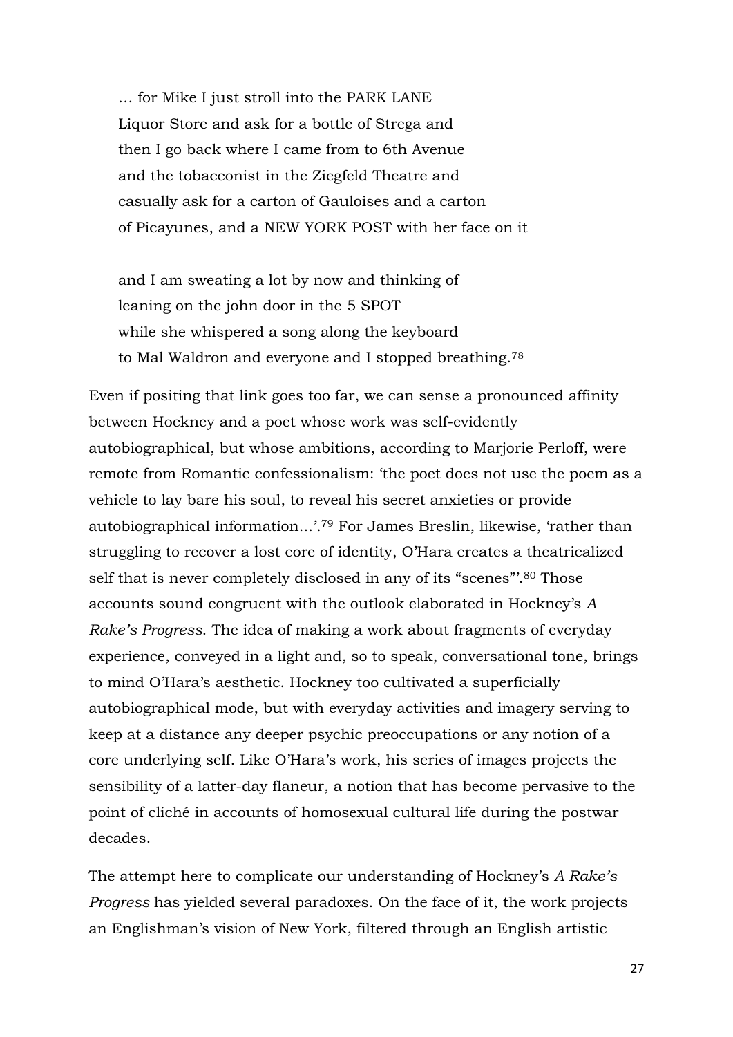> … for Mike I just stroll into the PARK LANE  
> Liquor Store and ask for a bottle of Strega and  
> then I go back where I came from to 6th Avenue  
> and the tobacconist in the Ziegfeld Theatre and  
> casually ask for a carton of Gauloises and a carton  
> of Picayunes, and a NEW YORK POST with her face on it
>
> and I am sweating a lot by now and thinking of  
> leaning on the john door in the 5 SPOT  
> while she whispered a song along the keyboard  
> to Mal Waldron and everyone and I stopped breathing.[78]

Even if positing that link goes too far, we can sense a pronounced affinity between Hockney and a poet whose work was self-evidently autobiographical, but whose ambitions, according to Marjorie Perloff, were remote from Romantic confessionalism: 'the poet does not use the poem as a vehicle to lay bare his soul, to reveal his secret anxieties or provide autobiographical information…'.[79] For James Breslin, likewise, 'rather than struggling to recover a lost core of identity, O'Hara creates a theatricalized self that is never completely disclosed in any of its "scenes"'.[80] Those accounts sound congruent with the outlook elaborated in Hockney's *A Rake's Progress*. The idea of making a work about fragments of everyday experience, conveyed in a light and, so to speak, conversational tone, brings to mind O'Hara's aesthetic. Hockney too cultivated a superficially autobiographical mode, but with everyday activities and imagery serving to keep at a distance any deeper psychic preoccupations or any notion of a core underlying self. Like O'Hara's work, his series of images projects the sensibility of a latter-day flaneur, a notion that has become pervasive to the point of cliché in accounts of homosexual cultural life during the postwar decades.

The attempt here to complicate our understanding of Hockney's *A Rake's Progress* has yielded several paradoxes. On the face of it, the work projects an Englishman's vision of New York, filtered through an English artistic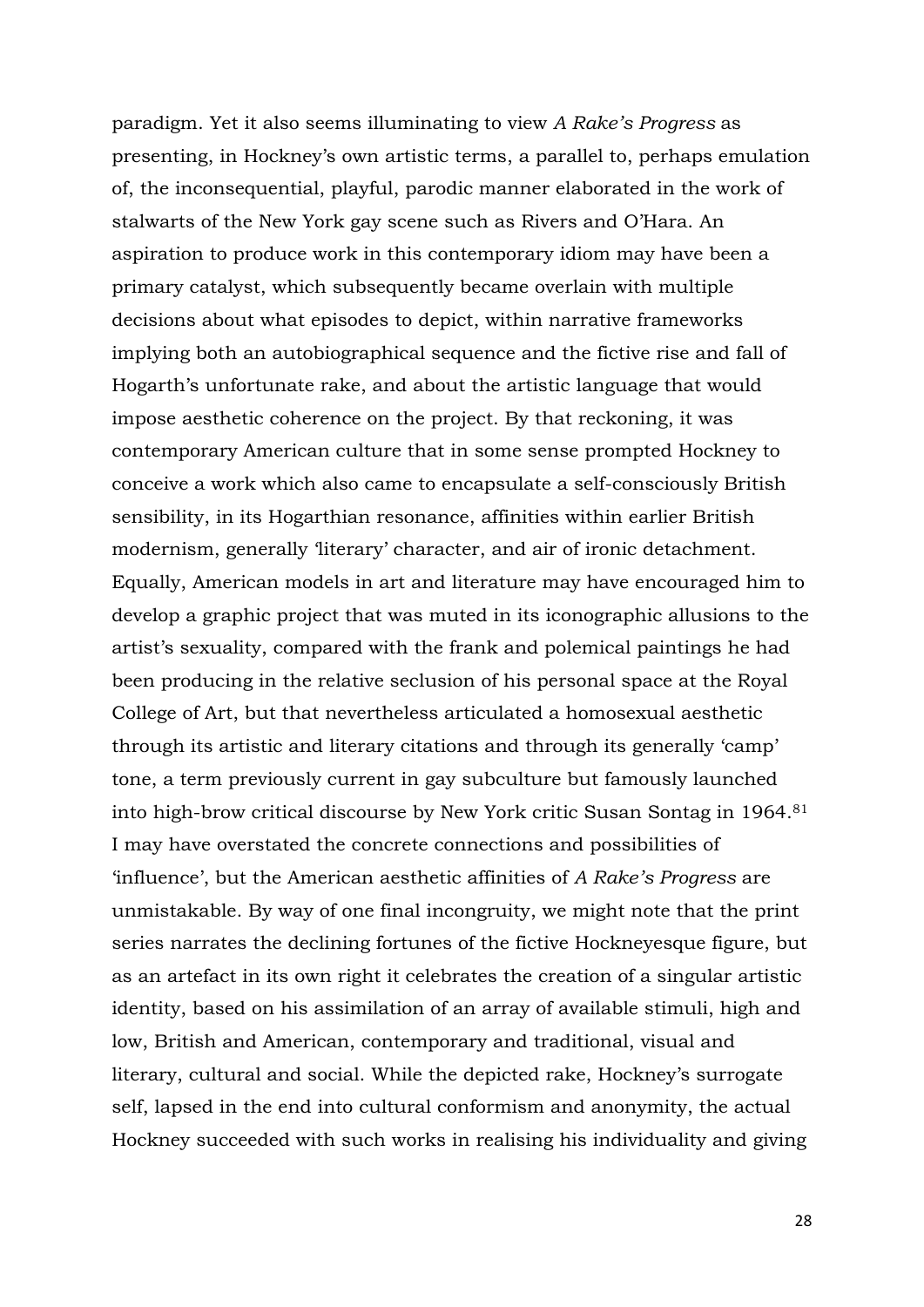paradigm. Yet it also seems illuminating to view *A Rake's Progress* as presenting, in Hockney's own artistic terms, a parallel to, perhaps emulation of, the inconsequential, playful, parodic manner elaborated in the work of stalwarts of the New York gay scene such as Rivers and O'Hara. An aspiration to produce work in this contemporary idiom may have been a primary catalyst, which subsequently became overlain with multiple decisions about what episodes to depict, within narrative frameworks implying both an autobiographical sequence and the fictive rise and fall of Hogarth's unfortunate rake, and about the artistic language that would impose aesthetic coherence on the project. By that reckoning, it was contemporary American culture that in some sense prompted Hockney to conceive a work which also came to encapsulate a self-consciously British sensibility, in its Hogarthian resonance, affinities within earlier British modernism, generally 'literary' character, and air of ironic detachment. Equally, American models in art and literature may have encouraged him to develop a graphic project that was muted in its iconographic allusions to the artist's sexuality, compared with the frank and polemical paintings he had been producing in the relative seclusion of his personal space at the Royal College of Art, but that nevertheless articulated a homosexual aesthetic through its artistic and literary citations and through its generally 'camp' tone, a term previously current in gay subculture but famously launched into high-brow critical discourse by New York critic Susan Sontag in 1964.[81] I may have overstated the concrete connections and possibilities of 'influence', but the American aesthetic affinities of *A Rake's Progress* are unmistakable. By way of one final incongruity, we might note that the print series narrates the declining fortunes of the fictive Hockneyesque figure, but as an artefact in its own right it celebrates the creation of a singular artistic identity, based on his assimilation of an array of available stimuli, high and low, British and American, contemporary and traditional, visual and literary, cultural and social. While the depicted rake, Hockney's surrogate self, lapsed in the end into cultural conformism and anonymity, the actual Hockney succeeded with such works in realising his individuality and giving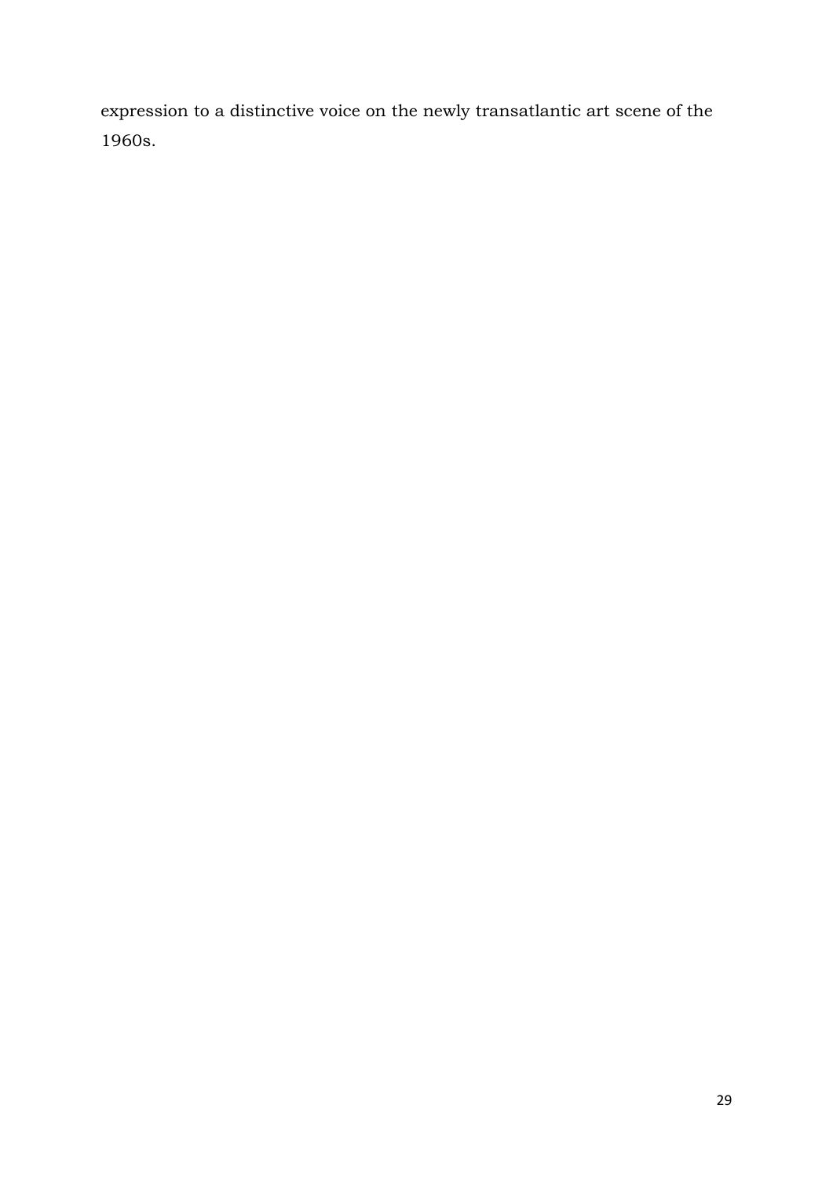expression to a distinctive voice on the newly transatlantic art scene of the 1960s.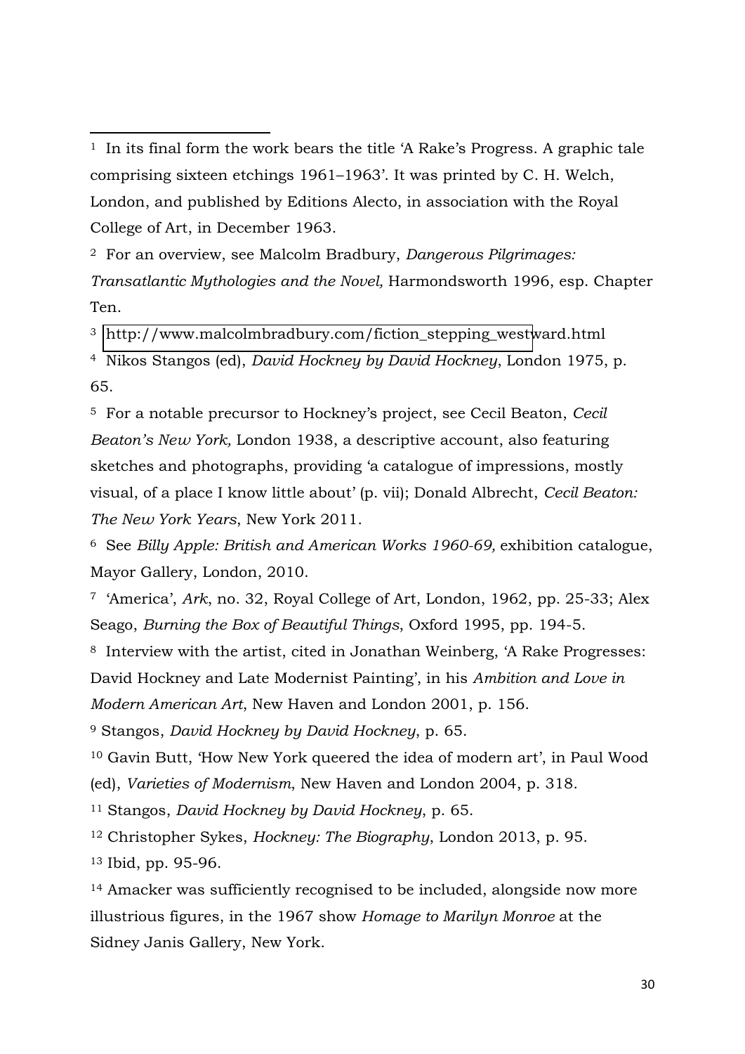[1] In its final form the work bears the title 'A Rake's Progress. A graphic tale comprising sixteen etchings 1961–1963'. It was printed by C. H. Welch, London, and published by Editions Alecto, in association with the Royal College of Art, in December 1963.

[2] For an overview, see Malcolm Bradbury, *Dangerous Pilgrimages: Transatlantic Mythologies and the Novel,* Harmondsworth 1996, esp. Chapter Ten.

[3] http://www.malcolmbradbury.com/fiction_stepping_westward.html

[4] Nikos Stangos (ed), *David Hockney by David Hockney*, London 1975, p. 65.

[5] For a notable precursor to Hockney's project, see Cecil Beaton, *Cecil Beaton's New York,* London 1938, a descriptive account, also featuring sketches and photographs, providing 'a catalogue of impressions, mostly visual, of a place I know little about' (p. vii); Donald Albrecht, *Cecil Beaton: The New York Years*, New York 2011.

[6] See *Billy Apple: British and American Works 1960-69,* exhibition catalogue, Mayor Gallery, London, 2010.

[7] 'America', *Ark*, no. 32, Royal College of Art, London, 1962, pp. 25-33; Alex Seago, *Burning the Box of Beautiful Things*, Oxford 1995, pp. 194-5.

[8] Interview with the artist, cited in Jonathan Weinberg, 'A Rake Progresses: David Hockney and Late Modernist Painting', in his *Ambition and Love in Modern American Art*, New Haven and London 2001, p. 156.

[9] Stangos, *David Hockney by David Hockney*, p. 65.

[10] Gavin Butt, 'How New York queered the idea of modern art', in Paul Wood (ed), *Varieties of Modernism*, New Haven and London 2004, p. 318.

[11] Stangos, *David Hockney by David Hockney*, p. 65.

[12] Christopher Sykes, *Hockney: The Biography*, London 2013, p. 95.

[13] Ibid, pp. 95-96.

[14] Amacker was sufficiently recognised to be included, alongside now more illustrious figures, in the 1967 show *Homage to Marilyn Monroe* at the Sidney Janis Gallery, New York.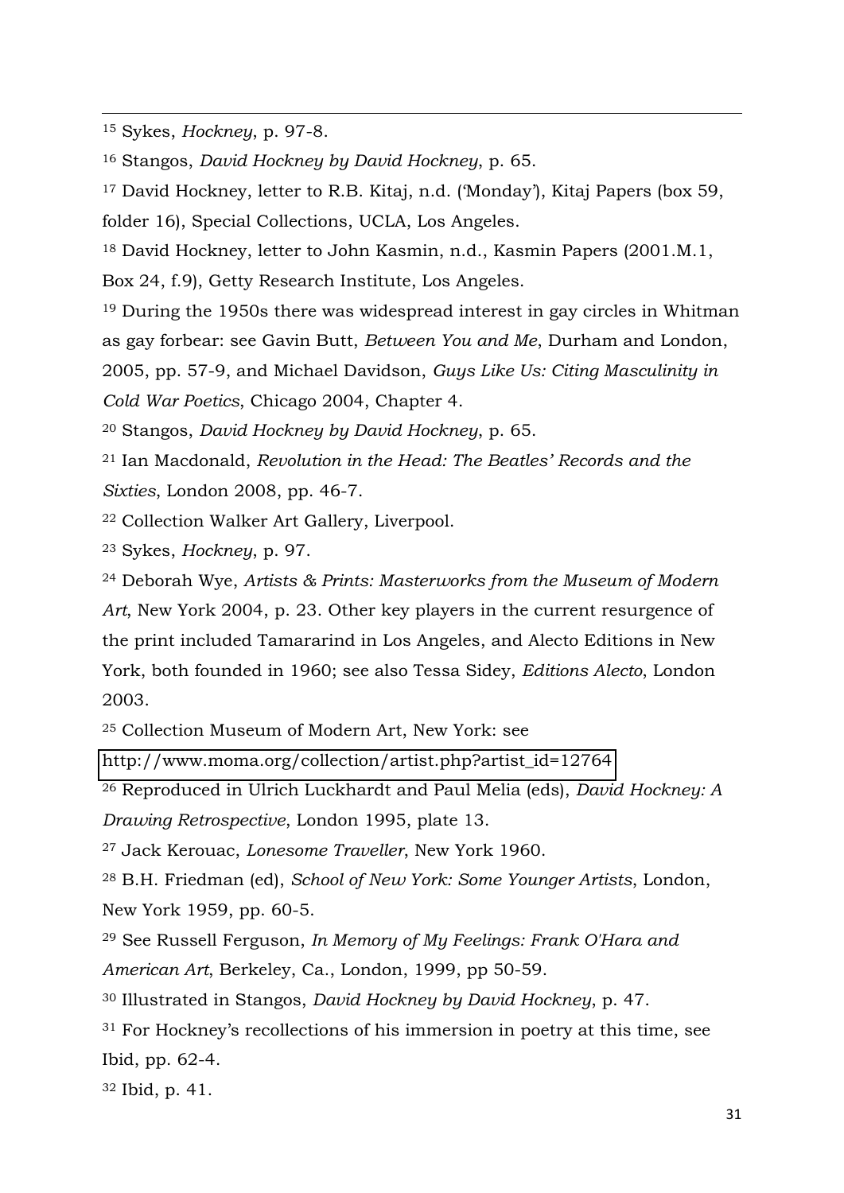[15] Sykes, *Hockney*, p. 97-8.

[16] Stangos, *David Hockney by David Hockney*, p. 65.

[17] David Hockney, letter to R.B. Kitaj, n.d. ('Monday'), Kitaj Papers (box 59, folder 16), Special Collections, UCLA, Los Angeles.

[18] David Hockney, letter to John Kasmin, n.d., Kasmin Papers (2001.M.1, Box 24, f.9), Getty Research Institute, Los Angeles.

[19] During the 1950s there was widespread interest in gay circles in Whitman as gay forbear: see Gavin Butt, *Between You and Me*, Durham and London, 2005, pp. 57-9, and Michael Davidson, *Guys Like Us: Citing Masculinity in Cold War Poetics*, Chicago 2004, Chapter 4.

[20] Stangos, *David Hockney by David Hockney*, p. 65.

[21] Ian Macdonald, *Revolution in the Head: The Beatles' Records and the Sixties*, London 2008, pp. 46-7.

[22] Collection Walker Art Gallery, Liverpool.

[23] Sykes, *Hockney*, p. 97.

[24] Deborah Wye, *Artists & Prints: Masterworks from the Museum of Modern Art*, New York 2004, p. 23. Other key players in the current resurgence of the print included Tamararind in Los Angeles, and Alecto Editions in New York, both founded in 1960; see also Tessa Sidey, *Editions Alecto*, London 2003.

[25] Collection Museum of Modern Art, New York: see http://www.moma.org/collection/artist.php?artist_id=12764

[26] Reproduced in Ulrich Luckhardt and Paul Melia (eds), *David Hockney: A Drawing Retrospective*, London 1995, plate 13.

[27] Jack Kerouac, *Lonesome Traveller*, New York 1960.

[28] B.H. Friedman (ed), *School of New York: Some Younger Artists*, London, New York 1959, pp. 60-5.

[29] See Russell Ferguson, *In Memory of My Feelings: Frank O'Hara and American Art*, Berkeley, Ca., London, 1999, pp 50-59.

[30] Illustrated in Stangos, *David Hockney by David Hockney*, p. 47.

[31] For Hockney's recollections of his immersion in poetry at this time, see Ibid, pp. 62-4.

[32] Ibid, p. 41.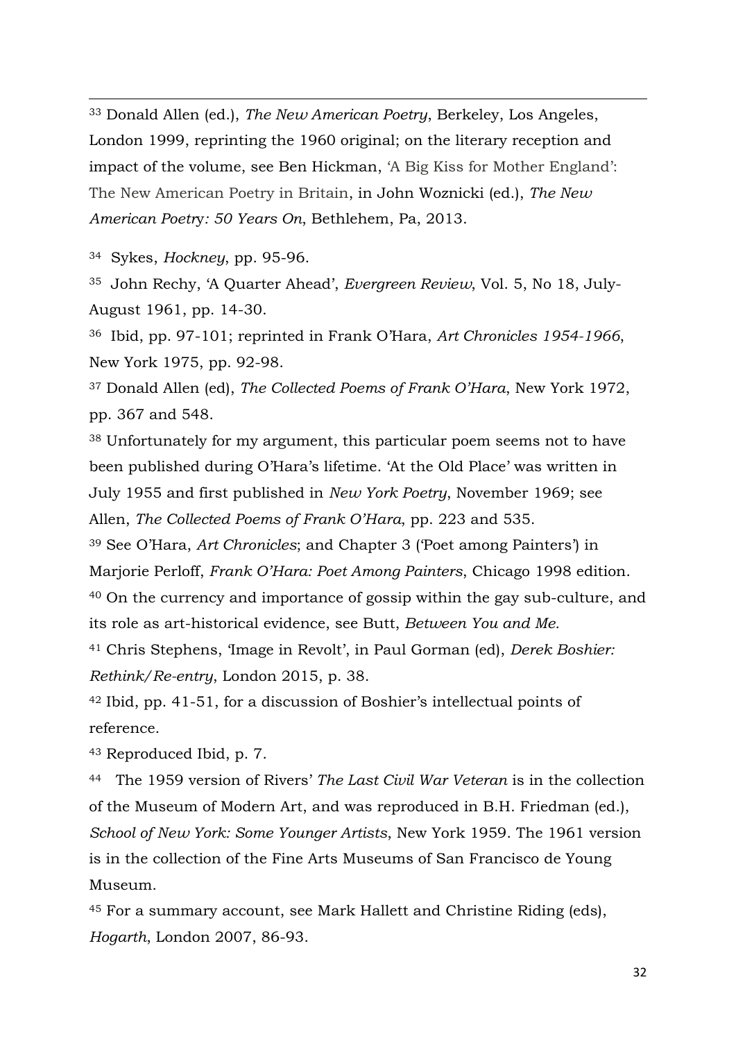[33] Donald Allen (ed.), *The New American Poetry*, Berkeley, Los Angeles, London 1999, reprinting the 1960 original; on the literary reception and impact of the volume, see Ben Hickman, 'A Big Kiss for Mother England': The New American Poetry in Britain, in John Woznicki (ed.), *The New American Poetry: 50 Years On*, Bethlehem, Pa, 2013.

[34] Sykes, *Hockney*, pp. 95-96.

[35] John Rechy, 'A Quarter Ahead', *Evergreen Review*, Vol. 5, No 18, July-August 1961, pp. 14-30.

[36] Ibid, pp. 97-101; reprinted in Frank O'Hara, *Art Chronicles 1954-1966*, New York 1975, pp. 92-98.

[37] Donald Allen (ed), *The Collected Poems of Frank O'Hara*, New York 1972, pp. 367 and 548.

[38] Unfortunately for my argument, this particular poem seems not to have been published during O'Hara's lifetime. 'At the Old Place' was written in July 1955 and first published in *New York Poetry*, November 1969; see Allen, *The Collected Poems of Frank O'Hara*, pp. 223 and 535.

[39] See O'Hara, *Art Chronicles*; and Chapter 3 ('Poet among Painters') in Marjorie Perloff, *Frank O'Hara: Poet Among Painters*, Chicago 1998 edition.

[40] On the currency and importance of gossip within the gay sub-culture, and its role as art-historical evidence, see Butt, *Between You and Me.*

[41] Chris Stephens, 'Image in Revolt', in Paul Gorman (ed), *Derek Boshier: Rethink/Re-entry*, London 2015, p. 38.

[42] Ibid, pp. 41-51, for a discussion of Boshier's intellectual points of reference.

[43] Reproduced Ibid, p. 7.

[44] The 1959 version of Rivers' *The Last Civil War Veteran* is in the collection of the Museum of Modern Art, and was reproduced in B.H. Friedman (ed.), *School of New York: Some Younger Artists*, New York 1959. The 1961 version is in the collection of the Fine Arts Museums of San Francisco de Young Museum.

[45] For a summary account, see Mark Hallett and Christine Riding (eds), *Hogarth*, London 2007, 86-93.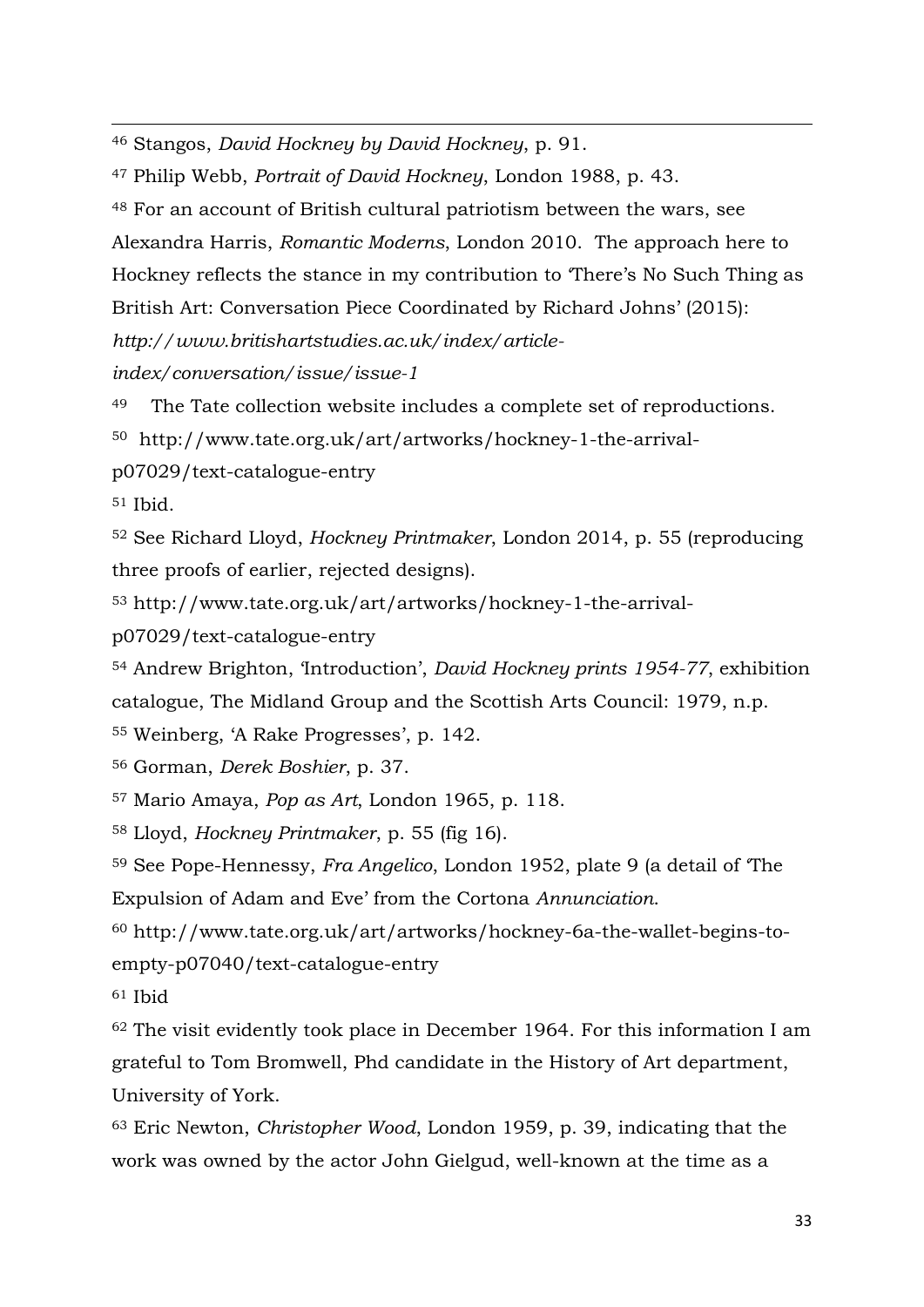[46] Stangos, *David Hockney by David Hockney*, p. 91.

[47] Philip Webb, *Portrait of David Hockney*, London 1988, p. 43.

[48] For an account of British cultural patriotism between the wars, see Alexandra Harris, *Romantic Moderns*, London 2010. The approach here to Hockney reflects the stance in my contribution to 'There's No Such Thing as British Art: Conversation Piece Coordinated by Richard Johns' (2015): *http://www.britishartstudies.ac.uk/index/article-index/conversation/issue/issue-1*

[49] The Tate collection website includes a complete set of reproductions.

[50] http://www.tate.org.uk/art/artworks/hockney-1-the-arrival-p07029/text-catalogue-entry

[51] Ibid.

[52] See Richard Lloyd, *Hockney Printmaker*, London 2014, p. 55 (reproducing three proofs of earlier, rejected designs).

[53] http://www.tate.org.uk/art/artworks/hockney-1-the-arrival-p07029/text-catalogue-entry

[54] Andrew Brighton, 'Introduction', *David Hockney prints 1954-77*, exhibition catalogue, The Midland Group and the Scottish Arts Council: 1979, n.p.

[55] Weinberg, 'A Rake Progresses', p. 142.

[56] Gorman, *Derek Boshier*, p. 37.

[57] Mario Amaya, *Pop as Art*, London 1965, p. 118.

[58] Lloyd, *Hockney Printmaker*, p. 55 (fig 16).

[59] See Pope-Hennessy, *Fra Angelico*, London 1952, plate 9 (a detail of 'The Expulsion of Adam and Eve' from the Cortona *Annunciation*.

[60] http://www.tate.org.uk/art/artworks/hockney-6a-the-wallet-begins-to-empty-p07040/text-catalogue-entry

[61] Ibid

[62] The visit evidently took place in December 1964. For this information I am grateful to Tom Bromwell, Phd candidate in the History of Art department, University of York.

[63] Eric Newton, *Christopher Wood*, London 1959, p. 39, indicating that the work was owned by the actor John Gielgud, well-known at the time as a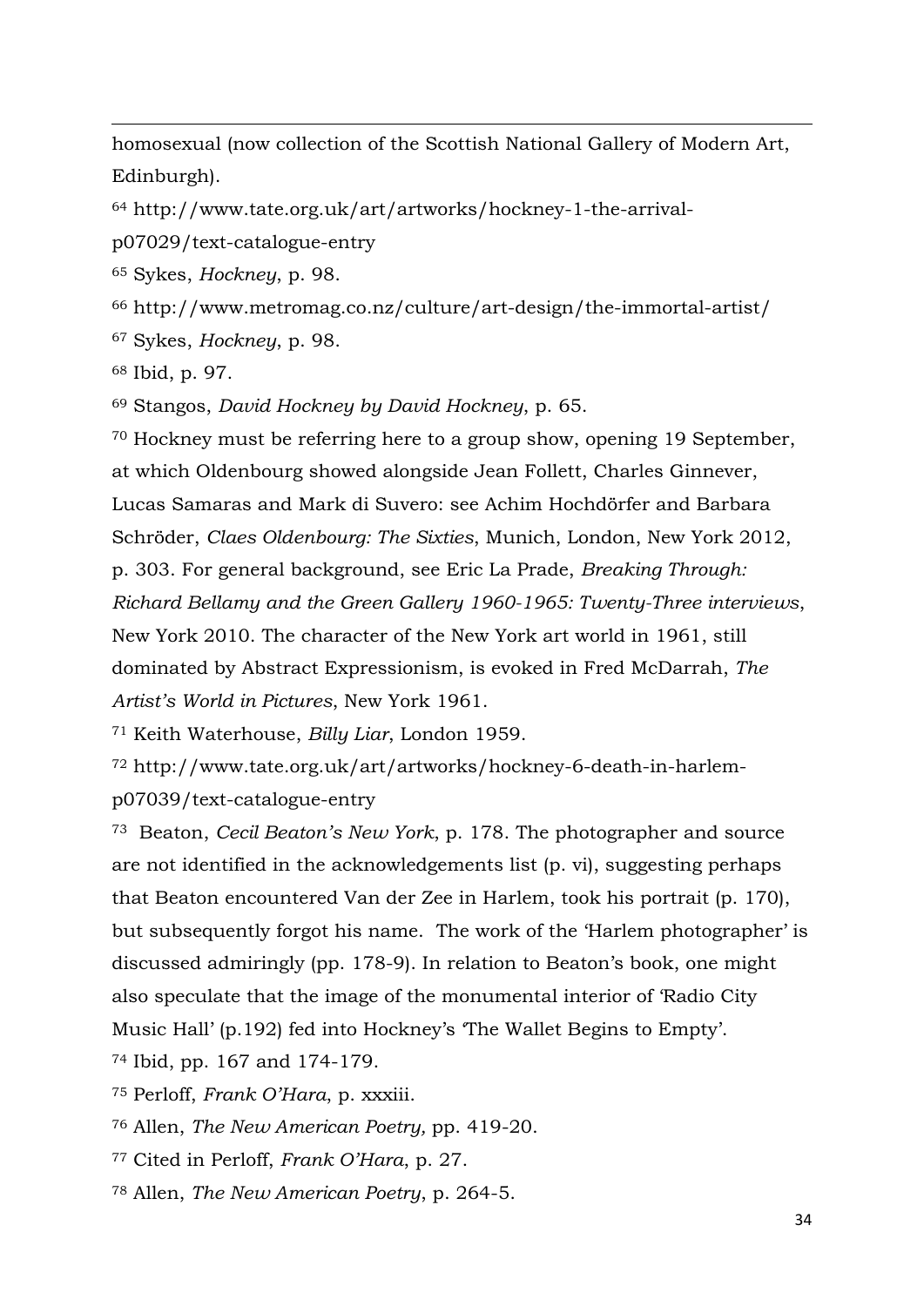homosexual (now collection of the Scottish National Gallery of Modern Art, Edinburgh).

[64] http://www.tate.org.uk/art/artworks/hockney-1-the-arrival-p07029/text-catalogue-entry

[65] Sykes, *Hockney*, p. 98.

[66] http://www.metromag.co.nz/culture/art-design/the-immortal-artist/

[67] Sykes, *Hockney*, p. 98.

[68] Ibid, p. 97.

[69] Stangos, *David Hockney by David Hockney*, p. 65.

[70] Hockney must be referring here to a group show, opening 19 September, at which Oldenbourg showed alongside Jean Follett, Charles Ginnever, Lucas Samaras and Mark di Suvero: see Achim Hochdörfer and Barbara Schröder, *Claes Oldenbourg: The Sixties*, Munich, London, New York 2012, p. 303. For general background, see Eric La Prade, *Breaking Through: Richard Bellamy and the Green Gallery 1960-1965: Twenty-Three interviews*, New York 2010. The character of the New York art world in 1961, still dominated by Abstract Expressionism, is evoked in Fred McDarrah, *The Artist's World in Pictures*, New York 1961.

[71] Keith Waterhouse, *Billy Liar*, London 1959.

[72] http://www.tate.org.uk/art/artworks/hockney-6-death-in-harlem-p07039/text-catalogue-entry

[73] Beaton, *Cecil Beaton's New York*, p. 178. The photographer and source are not identified in the acknowledgements list (p. vi), suggesting perhaps that Beaton encountered Van der Zee in Harlem, took his portrait (p. 170), but subsequently forgot his name. The work of the 'Harlem photographer' is discussed admiringly (pp. 178-9). In relation to Beaton's book, one might also speculate that the image of the monumental interior of 'Radio City Music Hall' (p.192) fed into Hockney's 'The Wallet Begins to Empty'.

[74] Ibid, pp. 167 and 174-179.

[75] Perloff, *Frank O'Hara*, p. xxxiii.

[76] Allen, *The New American Poetry,* pp. 419-20.

[77] Cited in Perloff, *Frank O'Hara*, p. 27.

[78] Allen, *The New American Poetry*, p. 264-5.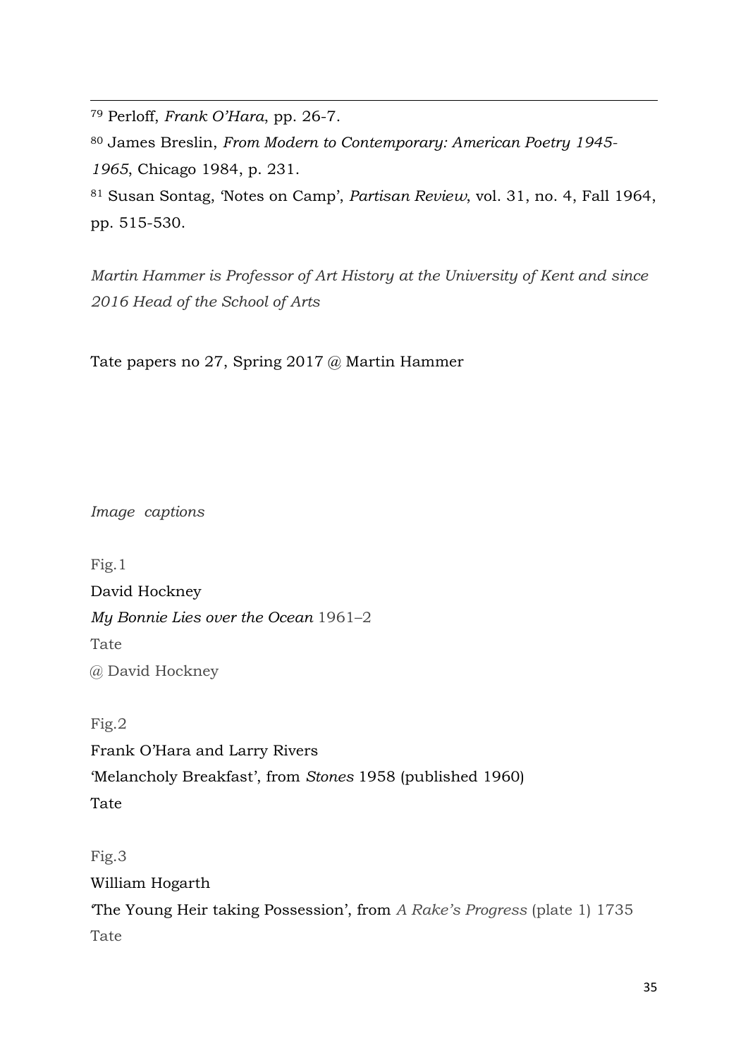[79] Perloff, *Frank O'Hara*, pp. 26-7.

[80] James Breslin, *From Modern to Contemporary: American Poetry 1945-1965*, Chicago 1984, p. 231.

[81] Susan Sontag, 'Notes on Camp', *Partisan Review*, vol. 31, no. 4, Fall 1964, pp. 515-530.

*Martin Hammer is Professor of Art History at the University of Kent and since 2016 Head of the School of Arts*

Tate papers no 27, Spring 2017 @ Martin Hammer

*Image captions*

Fig.1
David Hockney
*My Bonnie Lies over the Ocean* 1961–2
Tate
@ David Hockney

Fig.2
Frank O'Hara and Larry Rivers
'Melancholy Breakfast', from *Stones* 1958 (published 1960)
Tate

Fig.3
William Hogarth
'The Young Heir taking Possession', from *A Rake's Progress* (plate 1) 1735
Tate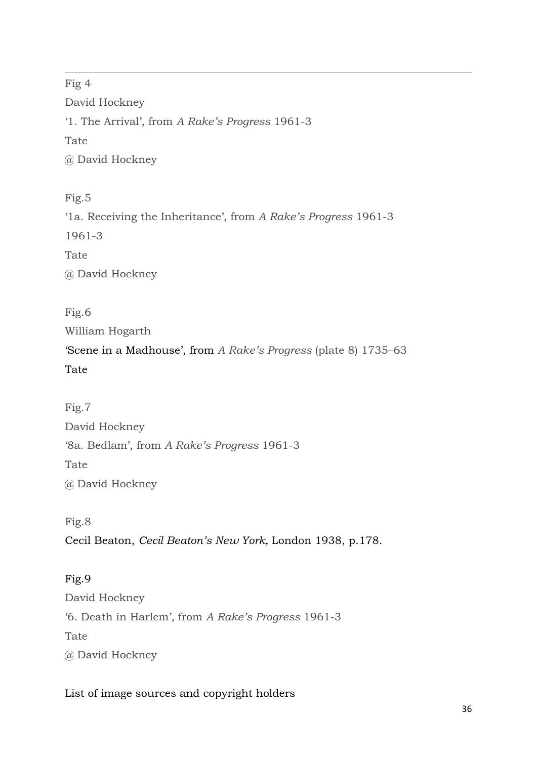Fig 4

David Hockney

'1. The Arrival', from *A Rake's Progress* 1961-3

Tate

@ David Hockney

Fig.5

'1a. Receiving the Inheritance', from *A Rake's Progress* 1961-3

1961-3

Tate

@ David Hockney

Fig.6

William Hogarth

'Scene in a Madhouse', from *A Rake's Progress* (plate 8) 1735–63

Tate

Fig.7

David Hockney

'8a. Bedlam', from *A Rake's Progress* 1961-3

Tate

@ David Hockney

Fig.8

Cecil Beaton, *Cecil Beaton's New York,* London 1938, p.178.

Fig.9

David Hockney

'6. Death in Harlem', from *A Rake's Progress* 1961-3

Tate

@ David Hockney

List of image sources and copyright holders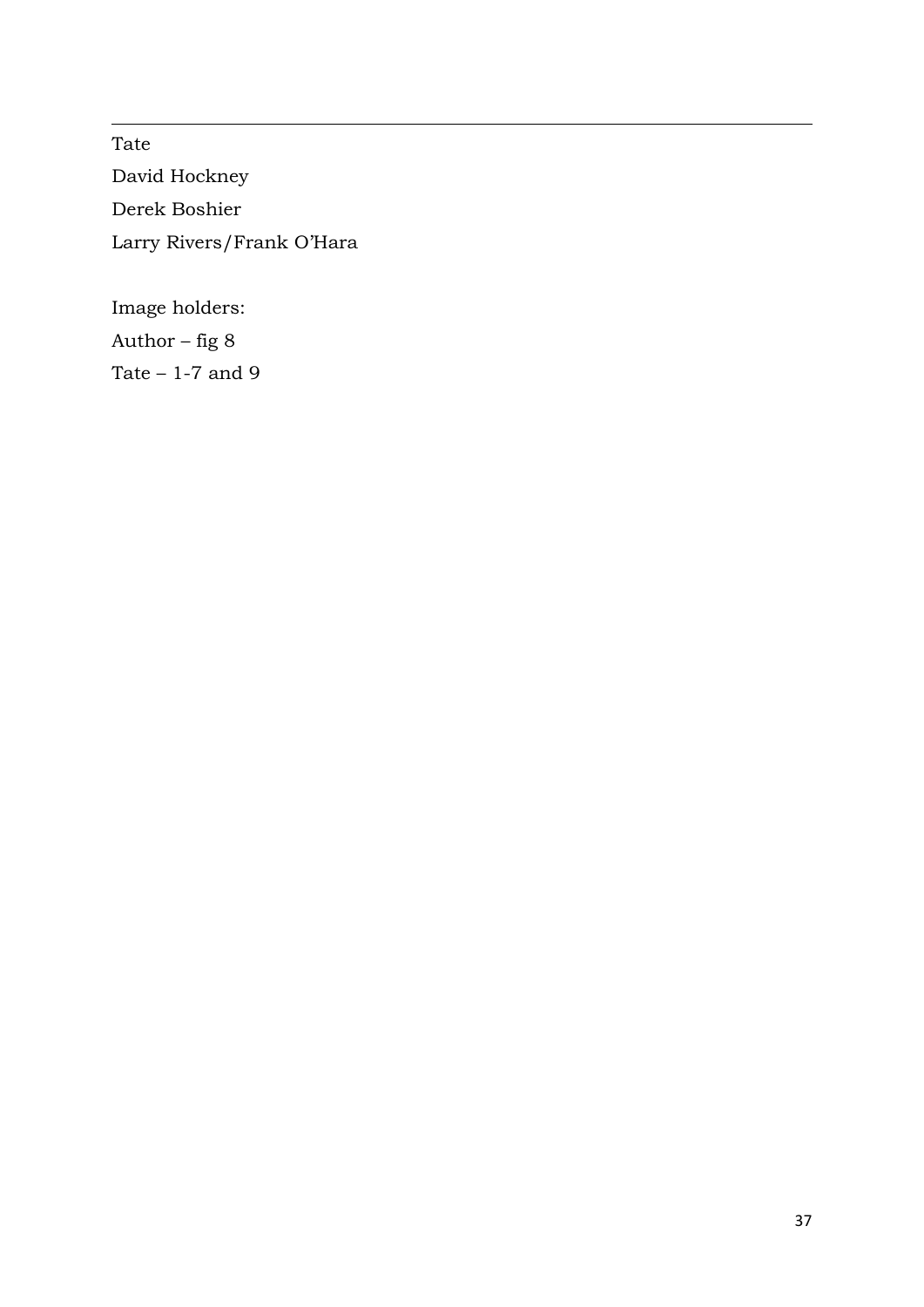---

Tate

David Hockney

Derek Boshier

Larry Rivers/Frank O'Hara

Image holders:

Author – fig 8

Tate – 1-7 and 9